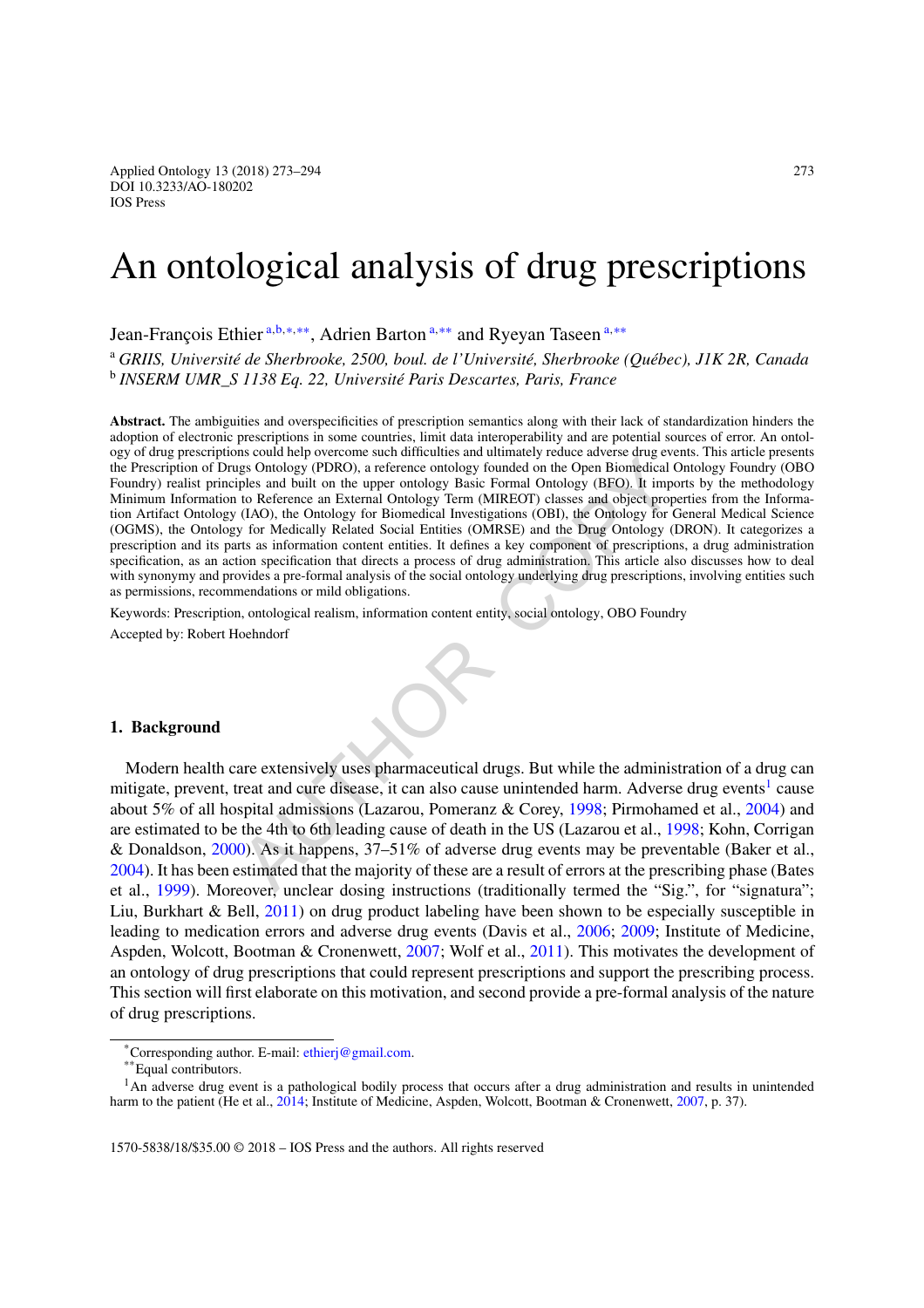# An ontological analysis of drug prescriptions

Jean-François Ethier [a,b,*,**], Adrien Barton [a,**] and Ryeyan Taseen [a,**]

[a] *GRIIS, Université de Sherbrooke, 2500, boul. de l'Université, Sherbrooke (Québec), J1K 2R, Canada*
[b] *INSERM UMR_S 1138 Eq. 22, Université Paris Descartes, Paris, France*

**Abstract.** The ambiguities and overspecificities of prescription semantics along with their lack of standardization hinders the adoption of electronic prescriptions in some countries, limit data interoperability and are potential sources of error. An ontology of drug prescriptions could help overcome such difficulties and ultimately reduce adverse drug events. This article presents the Prescription of Drugs Ontology (PDRO), a reference ontology founded on the Open Biomedical Ontology Foundry (OBO Foundry) realist principles and built on the upper ontology Basic Formal Ontology (BFO). It imports by the methodology Minimum Information to Reference an External Ontology Term (MIREOT) classes and object properties from the Information Artifact Ontology (IAO), the Ontology for Biomedical Investigations (OBI), the Ontology for General Medical Science (OGMS), the Ontology for Medically Related Social Entities (OMRSE) and the Drug Ontology (DRON). It categorizes a prescription and its parts as information content entities. It defines a key component of prescriptions, a drug administration specification, as an action specification that directs a process of drug administration. This article also discusses how to deal with synonymy and provides a pre-formal analysis of the social ontology underlying drug prescriptions, involving entities such as permissions, recommendations or mild obligations.

Keywords: Prescription, ontological realism, information content entity, social ontology, OBO Foundry

Accepted by: Robert Hoehndorf

## 1. Background

Modern health care extensively uses pharmaceutical drugs. But while the administration of a drug can mitigate, prevent, treat and cure disease, it can also cause unintended harm. Adverse drug events[1] cause about 5% of all hospital admissions (Lazarou, Pomeranz & Corey, 1998; Pirmohamed et al., 2004) and are estimated to be the 4th to 6th leading cause of death in the US (Lazarou et al., 1998; Kohn, Corrigan & Donaldson, 2000). As it happens, 37–51% of adverse drug events may be preventable (Baker et al., 2004). It has been estimated that the majority of these are a result of errors at the prescribing phase (Bates et al., 1999). Moreover, unclear dosing instructions (traditionally termed the "Sig.", for "signatura"; Liu, Burkhart & Bell, 2011) on drug product labeling have been shown to be especially susceptible in leading to medication errors and adverse drug events (Davis et al., 2006; 2009; Institute of Medicine, Aspden, Wolcott, Bootman & Cronenwett, 2007; Wolf et al., 2011). This motivates the development of an ontology of drug prescriptions that could represent prescriptions and support the prescribing process. This section will first elaborate on this motivation, and second provide a pre-formal analysis of the nature of drug prescriptions.

---

[*] Corresponding author. E-mail: ethierj@gmail.com.
[**] Equal contributors.
[1] An adverse drug event is a pathological bodily process that occurs after a drug administration and results in unintended harm to the patient (He et al., 2014; Institute of Medicine, Aspden, Wolcott, Bootman & Cronenwett, 2007, p. 37).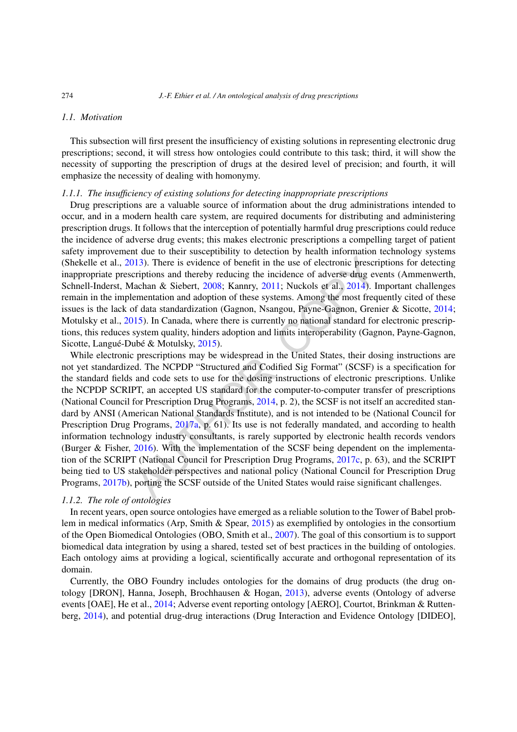### 1.1. Motivation

This subsection will first present the insufficiency of existing solutions in representing electronic drug prescriptions; second, it will stress how ontologies could contribute to this task; third, it will show the necessity of supporting the prescription of drugs at the desired level of precision; and fourth, it will emphasize the necessity of dealing with homonymy.

#### 1.1.1. The insufficiency of existing solutions for detecting inappropriate prescriptions

Drug prescriptions are a valuable source of information about the drug administrations intended to occur, and in a modern health care system, are required documents for distributing and administering prescription drugs. It follows that the interception of potentially harmful drug prescriptions could reduce the incidence of adverse drug events; this makes electronic prescriptions a compelling target of patient safety improvement due to their susceptibility to detection by health information technology systems (Shekelle et al., 2013). There is evidence of benefit in the use of electronic prescriptions for detecting inappropriate prescriptions and thereby reducing the incidence of adverse drug events (Ammenwerth, Schnell-Inderst, Machan & Siebert, 2008; Kannry, 2011; Nuckols et al., 2014). Important challenges remain in the implementation and adoption of these systems. Among the most frequently cited of these issues is the lack of data standardization (Gagnon, Nsangou, Payne-Gagnon, Grenier & Sicotte, 2014; Motulsky et al., 2015). In Canada, where there is currently no national standard for electronic prescriptions, this reduces system quality, hinders adoption and limits interoperability (Gagnon, Payne-Gagnon, Sicotte, Langué-Dubé & Motulsky, 2015).

While electronic prescriptions may be widespread in the United States, their dosing instructions are not yet standardized. The NCPDP "Structured and Codified Sig Format" (SCSF) is a specification for the standard fields and code sets to use for the dosing instructions of electronic prescriptions. Unlike the NCPDP SCRIPT, an accepted US standard for the computer-to-computer transfer of prescriptions (National Council for Prescription Drug Programs, 2014, p. 2), the SCSF is not itself an accredited standard by ANSI (American National Standards Institute), and is not intended to be (National Council for Prescription Drug Programs, 2017a, p. 61). Its use is not federally mandated, and according to health information technology industry consultants, is rarely supported by electronic health records vendors (Burger & Fisher, 2016). With the implementation of the SCSF being dependent on the implementation of the SCRIPT (National Council for Prescription Drug Programs, 2017c, p. 63), and the SCRIPT being tied to US stakeholder perspectives and national policy (National Council for Prescription Drug Programs, 2017b), porting the SCSF outside of the United States would raise significant challenges.

#### 1.1.2. The role of ontologies

In recent years, open source ontologies have emerged as a reliable solution to the Tower of Babel problem in medical informatics (Arp, Smith & Spear, 2015) as exemplified by ontologies in the consortium of the Open Biomedical Ontologies (OBO, Smith et al., 2007). The goal of this consortium is to support biomedical data integration by using a shared, tested set of best practices in the building of ontologies. Each ontology aims at providing a logical, scientifically accurate and orthogonal representation of its domain.

Currently, the OBO Foundry includes ontologies for the domains of drug products (the drug ontology [DRON], Hanna, Joseph, Brochhausen & Hogan, 2013), adverse events (Ontology of adverse events [OAE], He et al., 2014; Adverse event reporting ontology [AERO], Courtot, Brinkman & Ruttenberg, 2014), and potential drug-drug interactions (Drug Interaction and Evidence Ontology [DIDEO],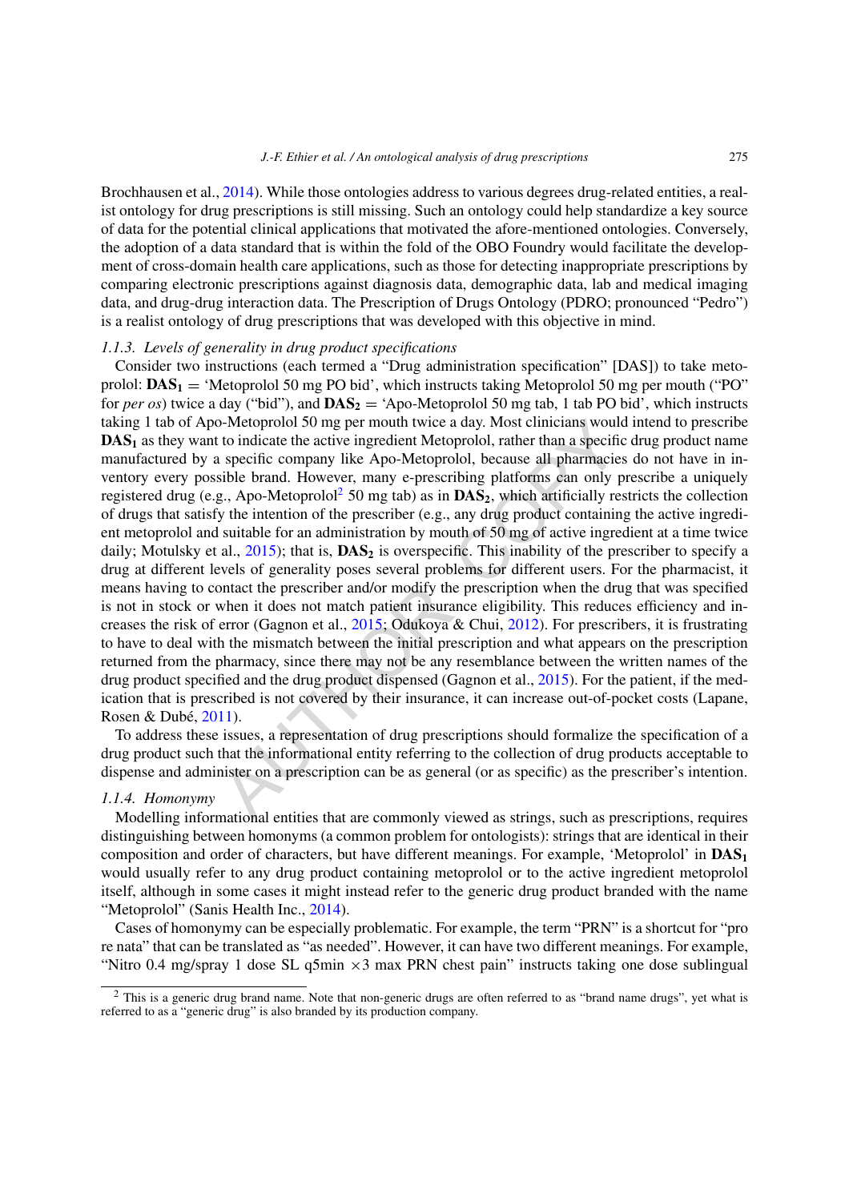Brochhausen et al., 2014). While those ontologies address to various degrees drug-related entities, a realist ontology for drug prescriptions is still missing. Such an ontology could help standardize a key source of data for the potential clinical applications that motivated the afore-mentioned ontologies. Conversely, the adoption of a data standard that is within the fold of the OBO Foundry would facilitate the development of cross-domain health care applications, such as those for detecting inappropriate prescriptions by comparing electronic prescriptions against diagnosis data, demographic data, lab and medical imaging data, and drug-drug interaction data. The Prescription of Drugs Ontology (PDRO; pronounced "Pedro") is a realist ontology of drug prescriptions that was developed with this objective in mind.

### 1.1.3. *Levels of generality in drug product specifications*

Consider two instructions (each termed a "Drug administration specification" [DAS]) to take metoprolol: $\mathbf{DAS_1}$ = 'Metoprolol 50 mg PO bid', which instructs taking Metoprolol 50 mg per mouth ("PO" for *per os*) twice a day ("bid"), and $\mathbf{DAS_2}$ = 'Apo-Metoprolol 50 mg tab, 1 tab PO bid', which instructs taking 1 tab of Apo-Metoprolol 50 mg per mouth twice a day. Most clinicians would intend to prescribe $\mathbf{DAS_1}$ as they want to indicate the active ingredient Metoprolol, rather than a specific drug product name manufactured by a specific company like Apo-Metoprolol, because all pharmacies do not have in inventory every possible brand. However, many e-prescribing platforms can only prescribe a uniquely registered drug (e.g., Apo-Metoprolol[2] 50 mg tab) as in $\mathbf{DAS_2}$, which artificially restricts the collection of drugs that satisfy the intention of the prescriber (e.g., any drug product containing the active ingredient metoprolol and suitable for an administration by mouth of 50 mg of active ingredient at a time twice daily; Motulsky et al., 2015); that is, $\mathbf{DAS_2}$ is overspecific. This inability of the prescriber to specify a drug at different levels of generality poses several problems for different users. For the pharmacist, it means having to contact the prescriber and/or modify the prescription when the drug that was specified is not in stock or when it does not match patient insurance eligibility. This reduces efficiency and increases the risk of error (Gagnon et al., 2015; Odukoya & Chui, 2012). For prescribers, it is frustrating to have to deal with the mismatch between the initial prescription and what appears on the prescription returned from the pharmacy, since there may not be any resemblance between the written names of the drug product specified and the drug product dispensed (Gagnon et al., 2015). For the patient, if the medication that is prescribed is not covered by their insurance, it can increase out-of-pocket costs (Lapane, Rosen & Dubé, 2011).

To address these issues, a representation of drug prescriptions should formalize the specification of a drug product such that the informational entity referring to the collection of drug products acceptable to dispense and administer on a prescription can be as general (or as specific) as the prescriber's intention.

### 1.1.4. *Homonymy*

Modelling informational entities that are commonly viewed as strings, such as prescriptions, requires distinguishing between homonyms (a common problem for ontologists): strings that are identical in their composition and order of characters, but have different meanings. For example, 'Metoprolol' in $\mathbf{DAS_1}$ would usually refer to any drug product containing metoprolol or to the active ingredient metoprolol itself, although in some cases it might instead refer to the generic drug product branded with the name "Metoprolol" (Sanis Health Inc., 2014).

Cases of homonymy can be especially problematic. For example, the term "PRN" is a shortcut for "pro re nata" that can be translated as "as needed". However, it can have two different meanings. For example, "Nitro 0.4 mg/spray 1 dose SL q5min ×3 max PRN chest pain" instructs taking one dose sublingual

---

[2] This is a generic drug brand name. Note that non-generic drugs are often referred to as "brand name drugs", yet what is referred to as a "generic drug" is also branded by its production company.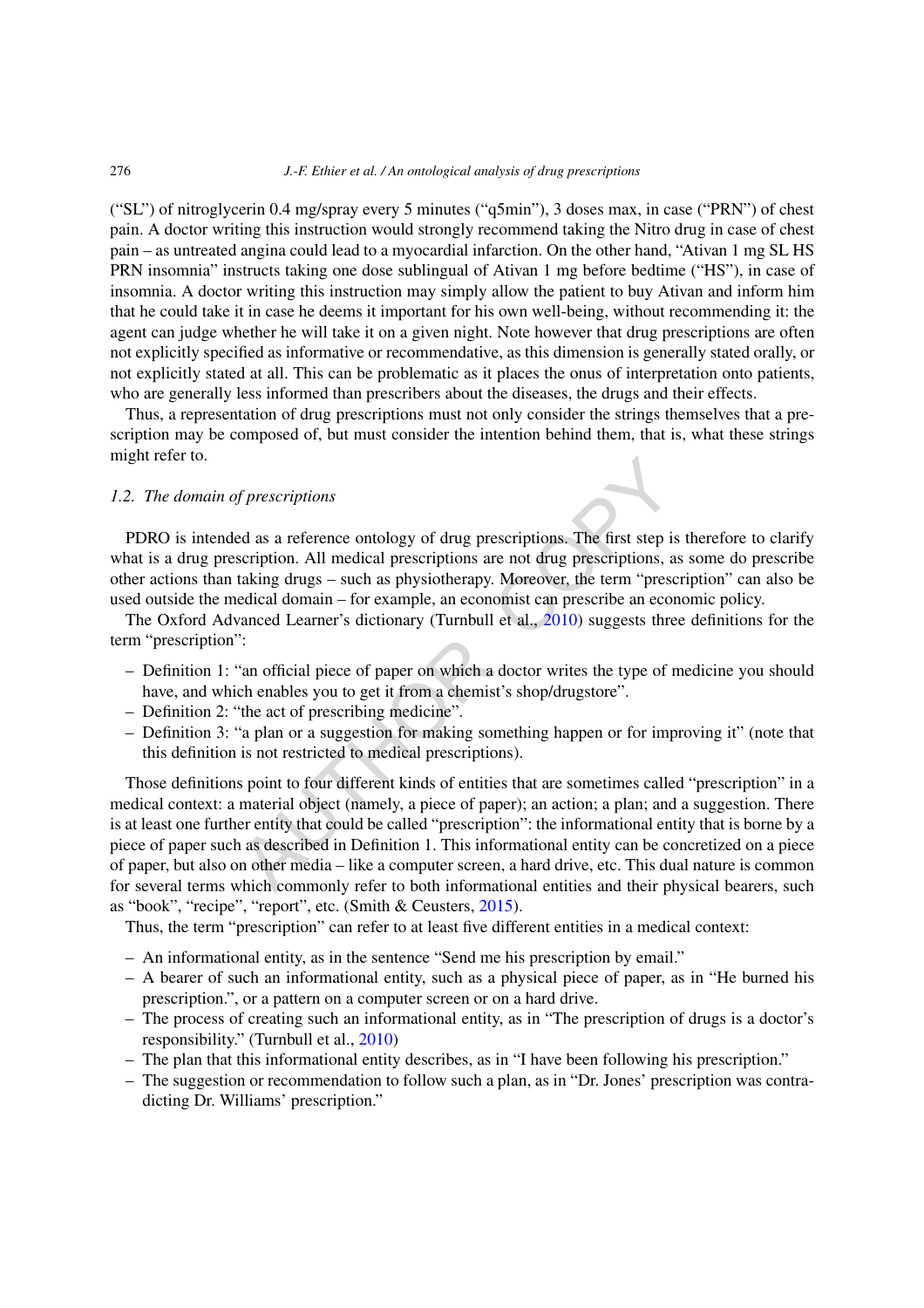("SL") of nitroglycerin 0.4 mg/spray every 5 minutes ("q5min"), 3 doses max, in case ("PRN") of chest pain. A doctor writing this instruction would strongly recommend taking the Nitro drug in case of chest pain – as untreated angina could lead to a myocardial infarction. On the other hand, "Ativan 1 mg SL HS PRN insomnia" instructs taking one dose sublingual of Ativan 1 mg before bedtime ("HS"), in case of insomnia. A doctor writing this instruction may simply allow the patient to buy Ativan and inform him that he could take it in case he deems it important for his own well-being, without recommending it: the agent can judge whether he will take it on a given night. Note however that drug prescriptions are often not explicitly specified as informative or recommendative, as this dimension is generally stated orally, or not explicitly stated at all. This can be problematic as it places the onus of interpretation onto patients, who are generally less informed than prescribers about the diseases, the drugs and their effects.

Thus, a representation of drug prescriptions must not only consider the strings themselves that a prescription may be composed of, but must consider the intention behind them, that is, what these strings might refer to.

### *1.2. The domain of prescriptions*

PDRO is intended as a reference ontology of drug prescriptions. The first step is therefore to clarify what is a drug prescription. All medical prescriptions are not drug prescriptions, as some do prescribe other actions than taking drugs – such as physiotherapy. Moreover, the term "prescription" can also be used outside the medical domain – for example, an economist can prescribe an economic policy.

The Oxford Advanced Learner's dictionary (Turnbull et al., 2010) suggests three definitions for the term "prescription":

- Definition 1: "an official piece of paper on which a doctor writes the type of medicine you should have, and which enables you to get it from a chemist's shop/drugstore".
- Definition 2: "the act of prescribing medicine".
- Definition 3: "a plan or a suggestion for making something happen or for improving it" (note that this definition is not restricted to medical prescriptions).

Those definitions point to four different kinds of entities that are sometimes called "prescription" in a medical context: a material object (namely, a piece of paper); an action; a plan; and a suggestion. There is at least one further entity that could be called "prescription": the informational entity that is borne by a piece of paper such as described in Definition 1. This informational entity can be concretized on a piece of paper, but also on other media – like a computer screen, a hard drive, etc. This dual nature is common for several terms which commonly refer to both informational entities and their physical bearers, such as "book", "recipe", "report", etc. (Smith & Ceusters, 2015).

Thus, the term "prescription" can refer to at least five different entities in a medical context:

- An informational entity, as in the sentence "Send me his prescription by email."
- A bearer of such an informational entity, such as a physical piece of paper, as in "He burned his prescription.", or a pattern on a computer screen or on a hard drive.
- The process of creating such an informational entity, as in "The prescription of drugs is a doctor's responsibility." (Turnbull et al., 2010)
- The plan that this informational entity describes, as in "I have been following his prescription."
- The suggestion or recommendation to follow such a plan, as in "Dr. Jones' prescription was contradicting Dr. Williams' prescription."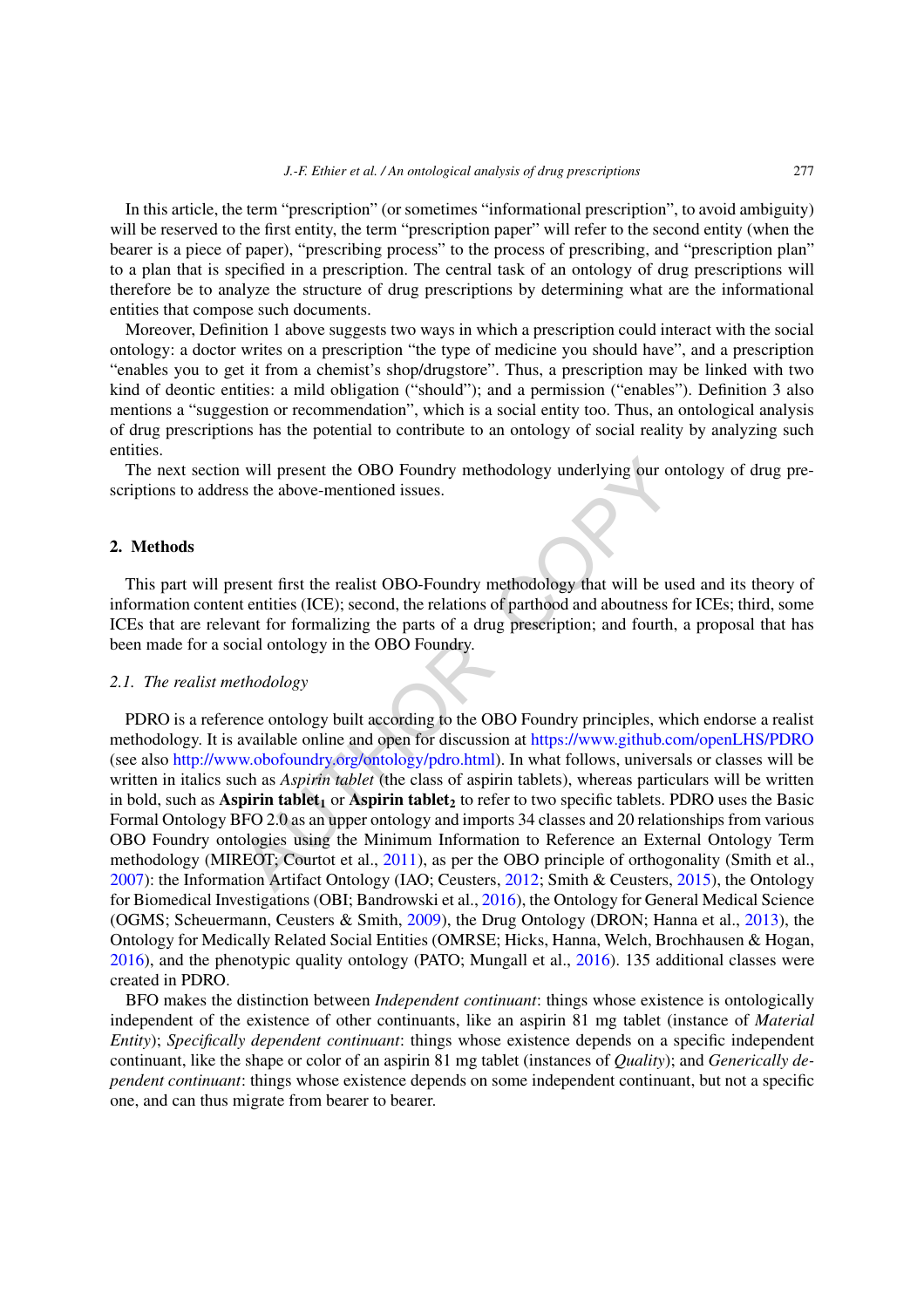In this article, the term "prescription" (or sometimes "informational prescription", to avoid ambiguity) will be reserved to the first entity, the term "prescription paper" will refer to the second entity (when the bearer is a piece of paper), "prescribing process" to the process of prescribing, and "prescription plan" to a plan that is specified in a prescription. The central task of an ontology of drug prescriptions will therefore be to analyze the structure of drug prescriptions by determining what are the informational entities that compose such documents.

Moreover, Definition 1 above suggests two ways in which a prescription could interact with the social ontology: a doctor writes on a prescription "the type of medicine you should have", and a prescription "enables you to get it from a chemist's shop/drugstore". Thus, a prescription may be linked with two kind of deontic entities: a mild obligation ("should"); and a permission ("enables"). Definition 3 also mentions a "suggestion or recommendation", which is a social entity too. Thus, an ontological analysis of drug prescriptions has the potential to contribute to an ontology of social reality by analyzing such entities.

The next section will present the OBO Foundry methodology underlying our ontology of drug prescriptions to address the above-mentioned issues.

## 2. Methods

This part will present first the realist OBO-Foundry methodology that will be used and its theory of information content entities (ICE); second, the relations of parthood and aboutness for ICEs; third, some ICEs that are relevant for formalizing the parts of a drug prescription; and fourth, a proposal that has been made for a social ontology in the OBO Foundry.

### 2.1. The realist methodology

PDRO is a reference ontology built according to the OBO Foundry principles, which endorse a realist methodology. It is available online and open for discussion at https://www.github.com/openLHS/PDRO (see also http://www.obofoundry.org/ontology/pdro.html). In what follows, universals or classes will be written in italics such as *Aspirin tablet* (the class of aspirin tablets), whereas particulars will be written in bold, such as **Aspirin tablet$_1$** or **Aspirin tablet$_2$** to refer to two specific tablets. PDRO uses the Basic Formal Ontology BFO 2.0 as an upper ontology and imports 34 classes and 20 relationships from various OBO Foundry ontologies using the Minimum Information to Reference an External Ontology Term methodology (MIREOT; Courtot et al., 2011), as per the OBO principle of orthogonality (Smith et al., 2007): the Information Artifact Ontology (IAO; Ceusters, 2012; Smith & Ceusters, 2015), the Ontology for Biomedical Investigations (OBI; Bandrowski et al., 2016), the Ontology for General Medical Science (OGMS; Scheuermann, Ceusters & Smith, 2009), the Drug Ontology (DRON; Hanna et al., 2013), the Ontology for Medically Related Social Entities (OMRSE; Hicks, Hanna, Welch, Brochhausen & Hogan, 2016), and the phenotypic quality ontology (PATO; Mungall et al., 2016). 135 additional classes were created in PDRO.

BFO makes the distinction between *Independent continuant*: things whose existence is ontologically independent of the existence of other continuants, like an aspirin 81 mg tablet (instance of *Material Entity*); *Specifically dependent continuant*: things whose existence depends on a specific independent continuant, like the shape or color of an aspirin 81 mg tablet (instances of *Quality*); and *Generically dependent continuant*: things whose existence depends on some independent continuant, but not a specific one, and can thus migrate from bearer to bearer.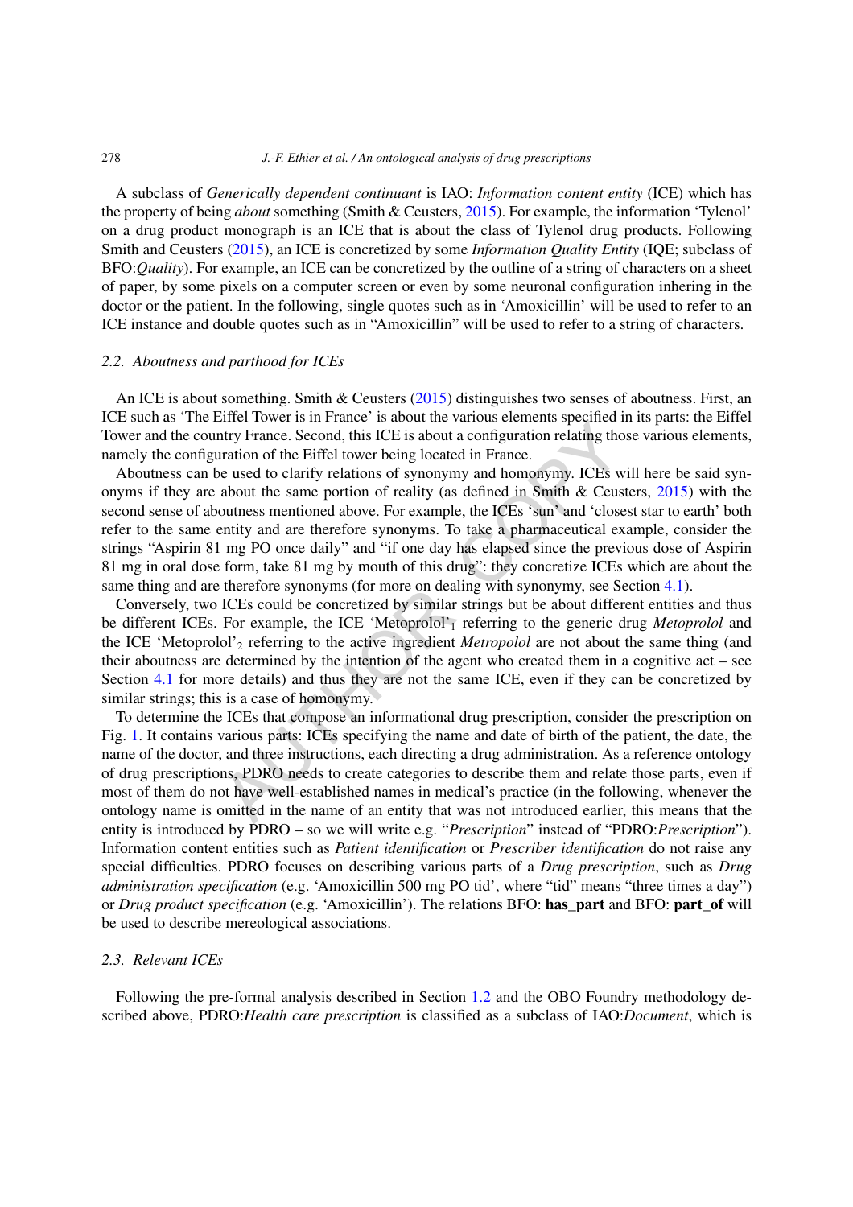A subclass of *Generically dependent continuant* is IAO: *Information content entity* (ICE) which has the property of being *about* something (Smith & Ceusters, 2015). For example, the information 'Tylenol' on a drug product monograph is an ICE that is about the class of Tylenol drug products. Following Smith and Ceusters (2015), an ICE is concretized by some *Information Quality Entity* (IQE; subclass of BFO:*Quality*). For example, an ICE can be concretized by the outline of a string of characters on a sheet of paper, by some pixels on a computer screen or even by some neuronal configuration inhering in the doctor or the patient. In the following, single quotes such as in 'Amoxicillin' will be used to refer to an ICE instance and double quotes such as in "Amoxicillin" will be used to refer to a string of characters.

### 2.2. Aboutness and parthood for ICEs

An ICE is about something. Smith & Ceusters (2015) distinguishes two senses of aboutness. First, an ICE such as 'The Eiffel Tower is in France' is about the various elements specified in its parts: the Eiffel Tower and the country France. Second, this ICE is about a configuration relating those various elements, namely the configuration of the Eiffel tower being located in France.

Aboutness can be used to clarify relations of synonymy and homonymy. ICEs will here be said synonyms if they are about the same portion of reality (as defined in Smith & Ceusters, 2015) with the second sense of aboutness mentioned above. For example, the ICEs 'sun' and 'closest star to earth' both refer to the same entity and are therefore synonyms. To take a pharmaceutical example, consider the strings "Aspirin 81 mg PO once daily" and "if one day has elapsed since the previous dose of Aspirin 81 mg in oral dose form, take 81 mg by mouth of this drug": they concretize ICEs which are about the same thing and are therefore synonyms (for more on dealing with synonymy, see Section 4.1).

Conversely, two ICEs could be concretized by similar strings but be about different entities and thus be different ICEs. For example, the ICE 'Metoprolol'$_1$ referring to the generic drug *Metoprolol* and the ICE 'Metoprolol'$_2$ referring to the active ingredient *Metropolol* are not about the same thing (and their aboutness are determined by the intention of the agent who created them in a cognitive act – see Section 4.1 for more details) and thus they are not the same ICE, even if they can be concretized by similar strings; this is a case of homonymy.

To determine the ICEs that compose an informational drug prescription, consider the prescription on Fig. 1. It contains various parts: ICEs specifying the name and date of birth of the patient, the date, the name of the doctor, and three instructions, each directing a drug administration. As a reference ontology of drug prescriptions, PDRO needs to create categories to describe them and relate those parts, even if most of them do not have well-established names in medical's practice (in the following, whenever the ontology name is omitted in the name of an entity that was not introduced earlier, this means that the entity is introduced by PDRO – so we will write e.g. "*Prescription*" instead of "PDRO:*Prescription*"). Information content entities such as *Patient identification* or *Prescriber identification* do not raise any special difficulties. PDRO focuses on describing various parts of a *Drug prescription*, such as *Drug administration specification* (e.g. 'Amoxicillin 500 mg PO tid', where "tid" means "three times a day") or *Drug product specification* (e.g. 'Amoxicillin'). The relations BFO: **has_part** and BFO: **part_of** will be used to describe mereological associations.

### 2.3. Relevant ICEs

Following the pre-formal analysis described in Section 1.2 and the OBO Foundry methodology described above, PDRO:*Health care prescription* is classified as a subclass of IAO:*Document*, which is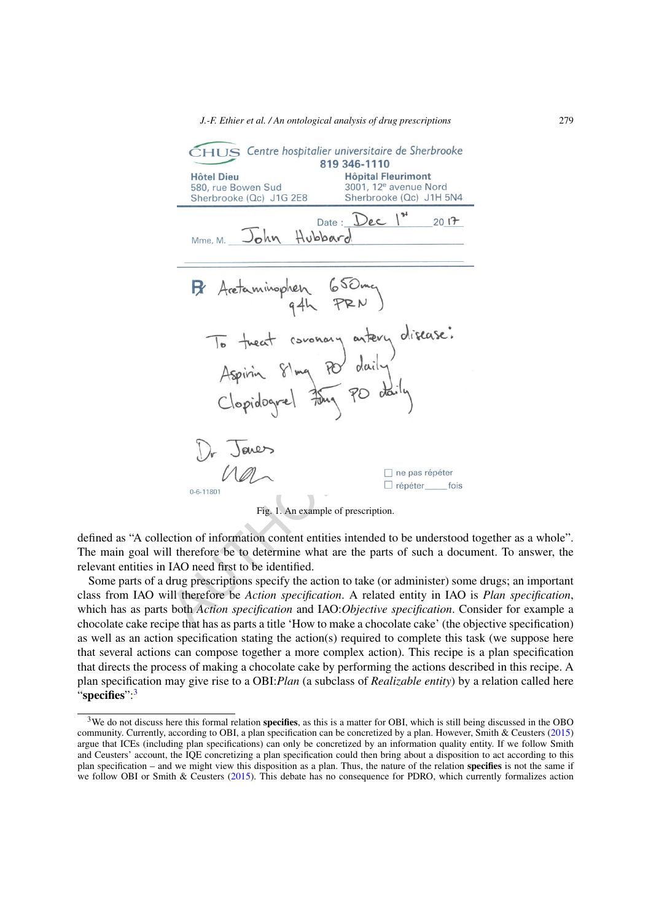Fig. 1. An example of prescription.

defined as “A collection of information content entities intended to be understood together as a whole”. The main goal will therefore be to determine what are the parts of such a document. To answer, the relevant entities in IAO need first to be identified.

Some parts of a drug prescriptions specify the action to take (or administer) some drugs; an important class from IAO will therefore be *Action specification*. A related entity in IAO is *Plan specification*, which has as parts both *Action specification* and IAO:*Objective specification*. Consider for example a chocolate cake recipe that has as parts a title ‘How to make a chocolate cake’ (the objective specification) as well as an action specification stating the action(s) required to complete this task (we suppose here that several actions can compose together a more complex action). This recipe is a plan specification that directs the process of making a chocolate cake by performing the actions described in this recipe. A plan specification may give rise to a OBI:*Plan* (a subclass of *Realizable entity*) by a relation called here “**specifies**”:[3]

[3] We do not discuss here this formal relation **specifies**, as this is a matter for OBI, which is still being discussed in the OBO community. Currently, according to OBI, a plan specification can be concretized by a plan. However, Smith & Ceusters (2015) argue that ICEs (including plan specifications) can only be concretized by an information quality entity. If we follow Smith and Ceusters' account, the IQE concretizing a plan specification could then bring about a disposition to act according to this plan specification – and we might view this disposition as a plan. Thus, the nature of the relation **specifies** is not the same if we follow OBI or Smith & Ceusters (2015). This debate has no consequence for PDRO, which currently formalizes action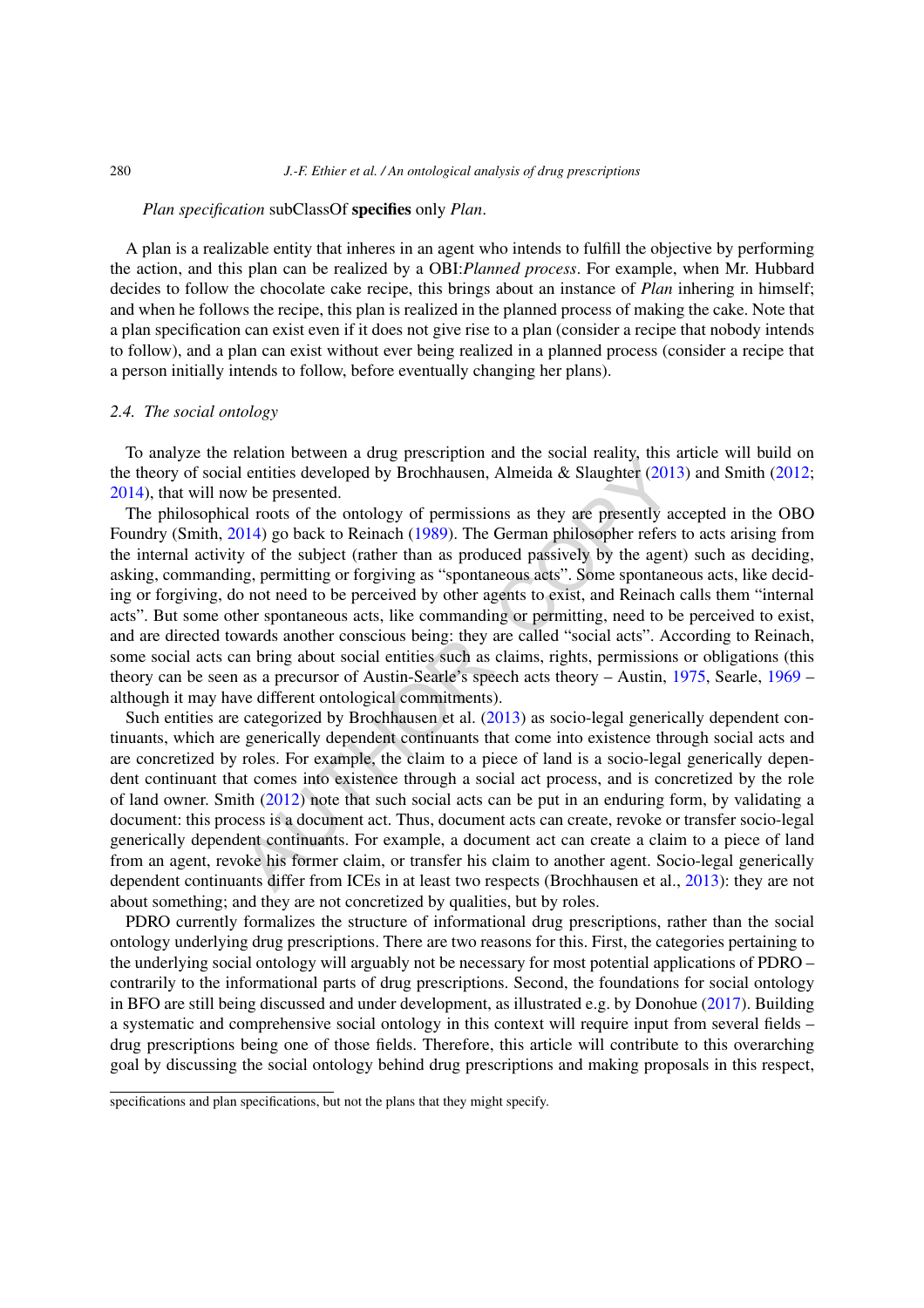*Plan specification* subClassOf **specifies** only *Plan*.

A plan is a realizable entity that inheres in an agent who intends to fulfill the objective by performing the action, and this plan can be realized by a OBI:*Planned process*. For example, when Mr. Hubbard decides to follow the chocolate cake recipe, this brings about an instance of *Plan* inhering in himself; and when he follows the recipe, this plan is realized in the planned process of making the cake. Note that a plan specification can exist even if it does not give rise to a plan (consider a recipe that nobody intends to follow), and a plan can exist without ever being realized in a planned process (consider a recipe that a person initially intends to follow, before eventually changing her plans).

### 2.4. The social ontology

To analyze the relation between a drug prescription and the social reality, this article will build on the theory of social entities developed by Brochhausen, Almeida & Slaughter (2013) and Smith (2012; 2014), that will now be presented.

The philosophical roots of the ontology of permissions as they are presently accepted in the OBO Foundry (Smith, 2014) go back to Reinach (1989). The German philosopher refers to acts arising from the internal activity of the subject (rather than as produced passively by the agent) such as deciding, asking, commanding, permitting or forgiving as "spontaneous acts". Some spontaneous acts, like deciding or forgiving, do not need to be perceived by other agents to exist, and Reinach calls them "internal acts". But some other spontaneous acts, like commanding or permitting, need to be perceived to exist, and are directed towards another conscious being: they are called "social acts". According to Reinach, some social acts can bring about social entities such as claims, rights, permissions or obligations (this theory can be seen as a precursor of Austin-Searle's speech acts theory – Austin, 1975, Searle, 1969 – although it may have different ontological commitments).

Such entities are categorized by Brochhausen et al. (2013) as socio-legal generically dependent continuants, which are generically dependent continuants that come into existence through social acts and are concretized by roles. For example, the claim to a piece of land is a socio-legal generically dependent continuant that comes into existence through a social act process, and is concretized by the role of land owner. Smith (2012) note that such social acts can be put in an enduring form, by validating a document: this process is a document act. Thus, document acts can create, revoke or transfer socio-legal generically dependent continuants. For example, a document act can create a claim to a piece of land from an agent, revoke his former claim, or transfer his claim to another agent. Socio-legal generically dependent continuants differ from ICEs in at least two respects (Brochhausen et al., 2013): they are not about something; and they are not concretized by qualities, but by roles.

PDRO currently formalizes the structure of informational drug prescriptions, rather than the social ontology underlying drug prescriptions. There are two reasons for this. First, the categories pertaining to the underlying social ontology will arguably not be necessary for most potential applications of PDRO – contrarily to the informational parts of drug prescriptions. Second, the foundations for social ontology in BFO are still being discussed and under development, as illustrated e.g. by Donohue (2017). Building a systematic and comprehensive social ontology in this context will require input from several fields – drug prescriptions being one of those fields. Therefore, this article will contribute to this overarching goal by discussing the social ontology behind drug prescriptions and making proposals in this respect,

---

specifications and plan specifications, but not the plans that they might specify.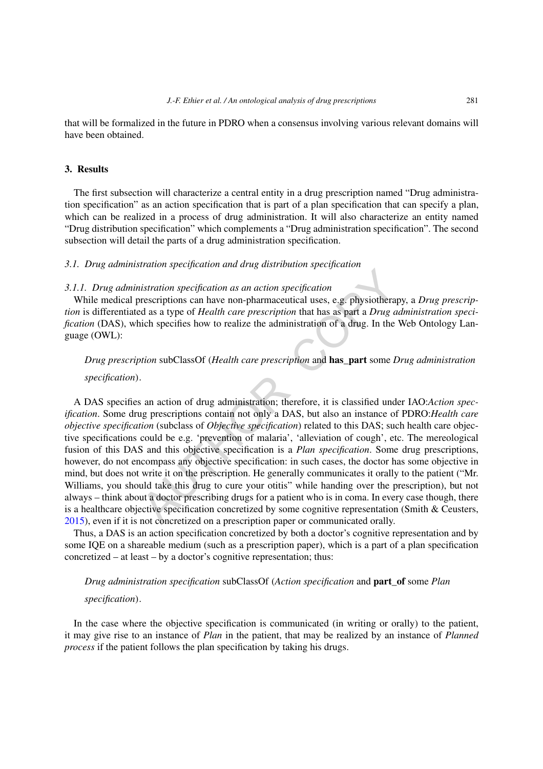that will be formalized in the future in PDRO when a consensus involving various relevant domains will have been obtained.

## 3. Results

The first subsection will characterize a central entity in a drug prescription named "Drug administration specification" as an action specification that is part of a plan specification that can specify a plan, which can be realized in a process of drug administration. It will also characterize an entity named "Drug distribution specification" which complements a "Drug administration specification". The second subsection will detail the parts of a drug administration specification.

### *3.1. Drug administration specification and drug distribution specification*

#### *3.1.1. Drug administration specification as an action specification*

While medical prescriptions can have non-pharmaceutical uses, e.g. physiotherapy, a *Drug prescription* is differentiated as a type of *Health care prescription* that has as part a *Drug administration specification* (DAS), which specifies how to realize the administration of a drug. In the Web Ontology Language (OWL):

> *Drug prescription* subClassOf (*Health care prescription* and **has_part** some *Drug administration specification*).

A DAS specifies an action of drug administration; therefore, it is classified under IAO:*Action specification*. Some drug prescriptions contain not only a DAS, but also an instance of PDRO:*Health care objective specification* (subclass of *Objective specification*) related to this DAS; such health care objective specifications could be e.g. 'prevention of malaria', 'alleviation of cough', etc. The mereological fusion of this DAS and this objective specification is a *Plan specification*. Some drug prescriptions, however, do not encompass any objective specification: in such cases, the doctor has some objective in mind, but does not write it on the prescription. He generally communicates it orally to the patient ("Mr. Williams, you should take this drug to cure your otitis" while handing over the prescription), but not always – think about a doctor prescribing drugs for a patient who is in coma. In every case though, there is a healthcare objective specification concretized by some cognitive representation (Smith & Ceusters, 2015), even if it is not concretized on a prescription paper or communicated orally.

Thus, a DAS is an action specification concretized by both a doctor's cognitive representation and by some IQE on a shareable medium (such as a prescription paper), which is a part of a plan specification concretized – at least – by a doctor's cognitive representation; thus:

> *Drug administration specification* subClassOf (*Action specification* and **part_of** some *Plan specification*).

In the case where the objective specification is communicated (in writing or orally) to the patient, it may give rise to an instance of *Plan* in the patient, that may be realized by an instance of *Planned process* if the patient follows the plan specification by taking his drugs.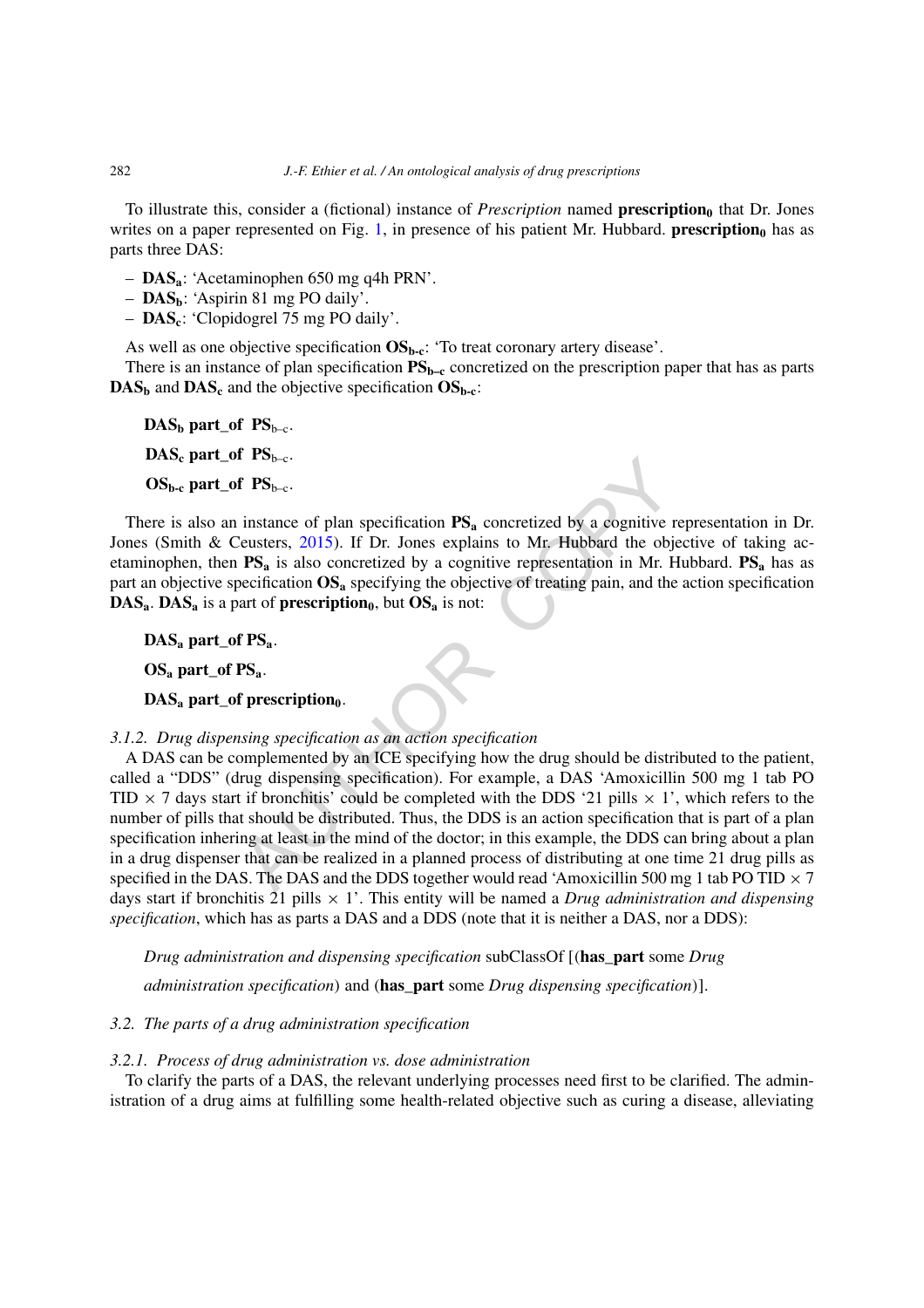To illustrate this, consider a (fictional) instance of *Prescription* named **prescription$_0$** that Dr. Jones writes on a paper represented on Fig. 1, in presence of his patient Mr. Hubbard. **prescription$_0$** has as parts three DAS:

- **DAS$_a$**: 'Acetaminophen 650 mg q4h PRN'.
- **DAS$_b$**: 'Aspirin 81 mg PO daily'.
- **DAS$_c$**: 'Clopidogrel 75 mg PO daily'.

As well as one objective specification **OS$_{b\text{-}c}$**: 'To treat coronary artery disease'.

There is an instance of plan specification **PS$_{b\text{–}c}$** concretized on the prescription paper that has as parts **DAS$_b$** and **DAS$_c$** and the objective specification **OS$_{b\text{-}c}$**:

**DAS$_b$ part_of PS**$_{b\text{–}c}$.

**DAS$_c$ part_of PS**$_{b\text{–}c}$.

**OS$_{b\text{-}c}$ part_of PS**$_{b\text{–}c}$.

There is also an instance of plan specification **PS$_a$** concretized by a cognitive representation in Dr. Jones (Smith & Ceusters, 2015). If Dr. Jones explains to Mr. Hubbard the objective of taking acetaminophen, then **PS$_a$** is also concretized by a cognitive representation in Mr. Hubbard. **PS$_a$** has as part an objective specification **OS$_a$** specifying the objective of treating pain, and the action specification **DAS$_a$**. **DAS$_a$** is a part of **prescription$_0$**, but **OS$_a$** is not:

**DAS$_a$ part_of PS$_a$**.

**OS$_a$ part_of PS$_a$**.

**DAS$_a$ part_of prescription$_0$**.

*3.1.2. Drug dispensing specification as an action specification*

A DAS can be complemented by an ICE specifying how the drug should be distributed to the patient, called a "DDS" (drug dispensing specification). For example, a DAS 'Amoxicillin 500 mg 1 tab PO TID × 7 days start if bronchitis' could be completed with the DDS '21 pills × 1', which refers to the number of pills that should be distributed. Thus, the DDS is an action specification that is part of a plan specification inhering at least in the mind of the doctor; in this example, the DDS can bring about a plan in a drug dispenser that can be realized in a planned process of distributing at one time 21 drug pills as specified in the DAS. The DAS and the DDS together would read 'Amoxicillin 500 mg 1 tab PO TID × 7 days start if bronchitis 21 pills × 1'. This entity will be named a *Drug administration and dispensing specification*, which has as parts a DAS and a DDS (note that it is neither a DAS, nor a DDS):

*Drug administration and dispensing specification* subClassOf [(**has_part** some *Drug administration specification*) and (**has_part** some *Drug dispensing specification*)].

*3.2. The parts of a drug administration specification*

*3.2.1. Process of drug administration vs. dose administration*

To clarify the parts of a DAS, the relevant underlying processes need first to be clarified. The administration of a drug aims at fulfilling some health-related objective such as curing a disease, alleviating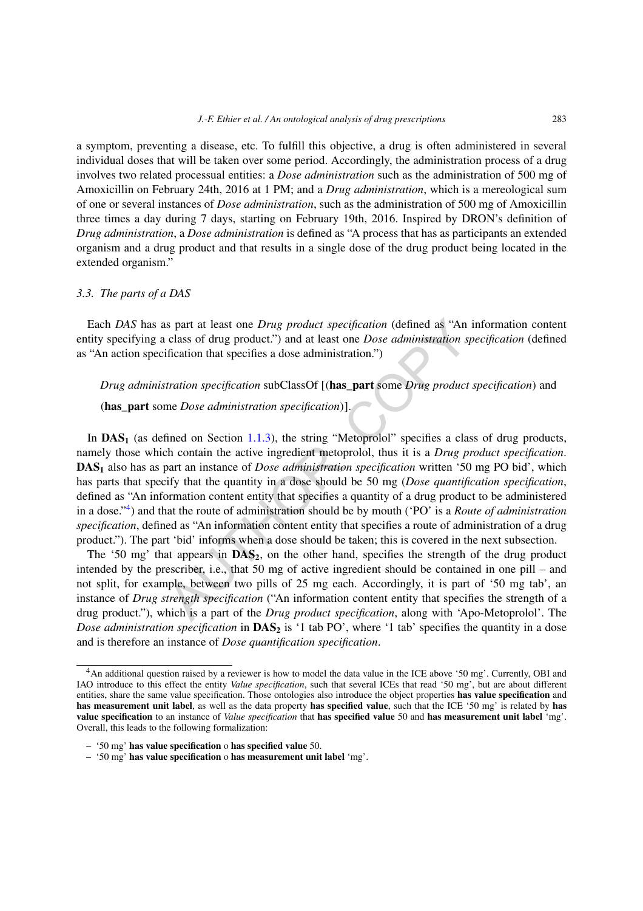a symptom, preventing a disease, etc. To fulfill this objective, a drug is often administered in several individual doses that will be taken over some period. Accordingly, the administration process of a drug involves two related processual entities: a *Dose administration* such as the administration of 500 mg of Amoxicillin on February 24th, 2016 at 1 PM; and a *Drug administration*, which is a mereological sum of one or several instances of *Dose administration*, such as the administration of 500 mg of Amoxicillin three times a day during 7 days, starting on February 19th, 2016. Inspired by DRON's definition of *Drug administration*, a *Dose administration* is defined as "A process that has as participants an extended organism and a drug product and that results in a single dose of the drug product being located in the extended organism."

### 3.3. The parts of a DAS

Each *DAS* has as part at least one *Drug product specification* (defined as "An information content entity specifying a class of drug product.") and at least one *Dose administration specification* (defined as "An action specification that specifies a dose administration.")

*Drug administration specification* subClassOf [(**has_part** some *Drug product specification*) and (**has_part** some *Dose administration specification*)].

In $\mathbf{DAS_1}$ (as defined on Section 1.1.3), the string "Metoprolol" specifies a class of drug products, namely those which contain the active ingredient metoprolol, thus it is a *Drug product specification*. $\mathbf{DAS_1}$ also has as part an instance of *Dose administration specification* written '50 mg PO bid', which has parts that specify that the quantity in a dose should be 50 mg (*Dose quantification specification*, defined as "An information content entity that specifies a quantity of a drug product to be administered in a dose."[4]) and that the route of administration should be by mouth ('PO' is a *Route of administration specification*, defined as "An information content entity that specifies a route of administration of a drug product."). The part 'bid' informs when a dose should be taken; this is covered in the next subsection.

The '50 mg' that appears in $\mathbf{DAS_2}$, on the other hand, specifies the strength of the drug product intended by the prescriber, i.e., that 50 mg of active ingredient should be contained in one pill – and not split, for example, between two pills of 25 mg each. Accordingly, it is part of '50 mg tab', an instance of *Drug strength specification* ("An information content entity that specifies the strength of a drug product."), which is a part of the *Drug product specification*, along with 'Apo-Metoprolol'. The *Dose administration specification* in $\mathbf{DAS_2}$ is '1 tab PO', where '1 tab' specifies the quantity in a dose and is therefore an instance of *Dose quantification specification*.

[4] An additional question raised by a reviewer is how to model the data value in the ICE above '50 mg'. Currently, OBI and IAO introduce to this effect the entity *Value specification*, such that several ICEs that read '50 mg', but are about different entities, share the same value specification. Those ontologies also introduce the object properties **has value specification** and **has measurement unit label**, as well as the data property **has specified value**, such that the ICE '50 mg' is related by **has value specification** to an instance of *Value specification* that **has specified value** 50 and **has measurement unit label** 'mg'. Overall, this leads to the following formalization:

– '50 mg' **has value specification** o **has specified value** 50.
– '50 mg' **has value specification** o **has measurement unit label** 'mg'.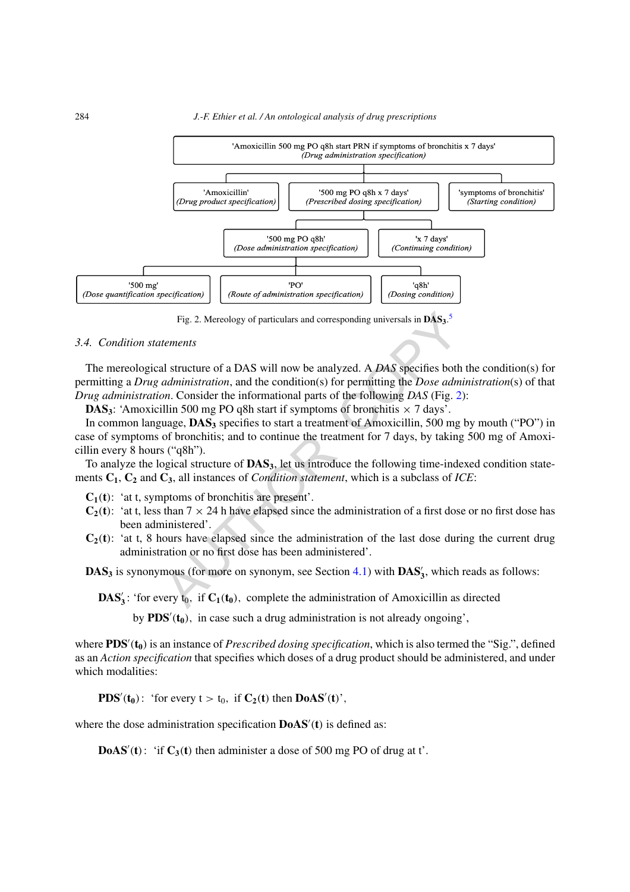'Amoxicillin 500 mg PO q8h start PRN if symptoms of bronchitis x 7 days'
(Drug administration specification)

- 'Amoxicillin' (Drug product specification)
- '500 mg PO q8h x 7 days' (Prescribed dosing specification)
  - '500 mg PO q8h' (Dose administration specification)
    - '500 mg' (Dose quantification specification)
    - 'PO' (Route of administration specification)
    - 'q8h' (Dosing condition)
  - 'x 7 days' (Continuing condition)
- 'symptoms of bronchitis' (Starting condition)

Fig. 2. Mereology of particulars and corresponding universals in $\mathbf{DAS_3}$.[5]

### 3.4. Condition statements

The mereological structure of a DAS will now be analyzed. A *DAS* specifies both the condition(s) for permitting a *Drug administration*, and the condition(s) for permitting the *Dose administration*(s) of that *Drug administration*. Consider the informational parts of the following *DAS* (Fig. 2):

$\mathbf{DAS_3}$: 'Amoxicillin 500 mg PO q8h start if symptoms of bronchitis × 7 days'.

In common language, $\mathbf{DAS_3}$ specifies to start a treatment of Amoxicillin, 500 mg by mouth ("PO") in case of symptoms of bronchitis; and to continue the treatment for 7 days, by taking 500 mg of Amoxicillin every 8 hours ("q8h").

To analyze the logical structure of $\mathbf{DAS_3}$, let us introduce the following time-indexed condition statements $\mathbf{C_1}$, $\mathbf{C_2}$ and $\mathbf{C_3}$, all instances of *Condition statement*, which is a subclass of *ICE*:

- $\mathbf{C_1(t)}$: 'at t, symptoms of bronchitis are present'.
- $\mathbf{C_2(t)}$: 'at t, less than 7 × 24 h have elapsed since the administration of a first dose or no first dose has been administered'.
- $\mathbf{C_2(t)}$: 'at t, 8 hours have elapsed since the administration of the last dose during the current drug administration or no first dose has been administered'.

$\mathbf{DAS_3}$ is synonymous (for more on synonym, see Section 4.1) with $\mathbf{DAS'_3}$, which reads as follows:

$$\mathbf{DAS'_3}\text{: 'for every } t_0,\ \text{if } \mathbf{C_1(t_0)},\ \text{complete the administration of Amoxicillin as directed by } \mathbf{PDS'(t_0)},\ \text{in case such a drug administration is not already ongoing'},$$

where $\mathbf{PDS'(t_0)}$ is an instance of *Prescribed dosing specification*, which is also termed the "Sig.", defined as an *Action specification* that specifies which doses of a drug product should be administered, and under which modalities:

$$\mathbf{PDS'(t_0)}\text{: 'for every } t > t_0,\ \text{if } \mathbf{C_2(t)} \text{ then } \mathbf{DoAS'(t)}\text{'},$$

where the dose administration specification $\mathbf{DoAS'(t)}$ is defined as:

$$\mathbf{DoAS'(t)}\text{: 'if } \mathbf{C_3(t)} \text{ then administer a dose of 500 mg PO of drug at t'}.$$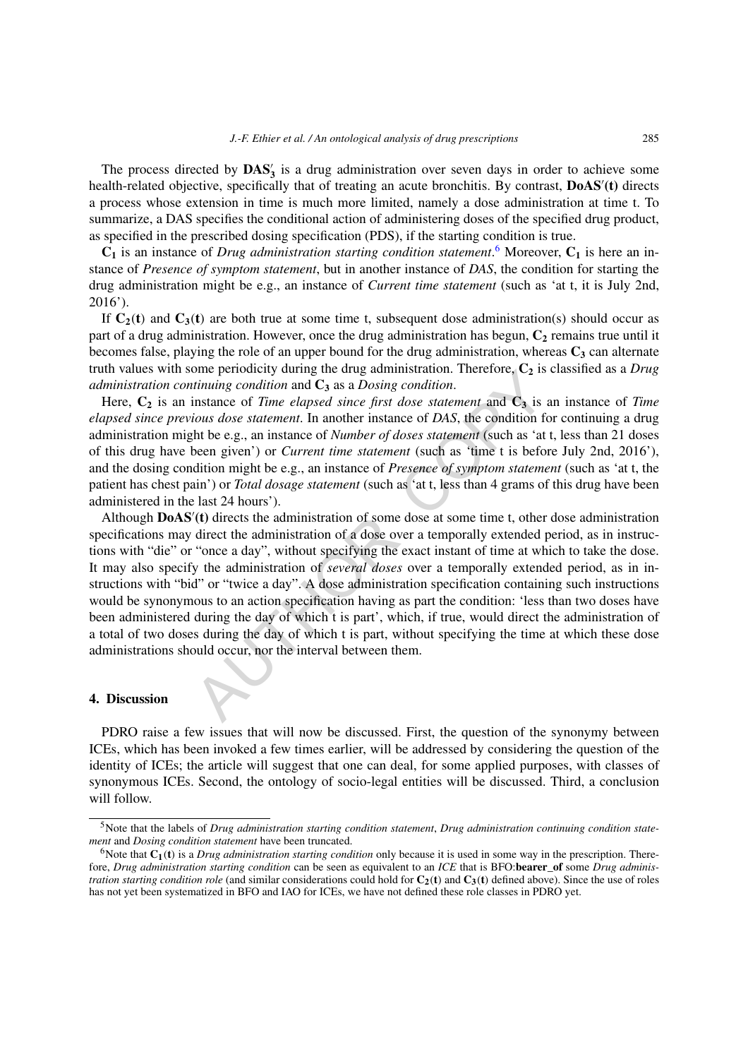The process directed by $\mathbf{DAS}_3'$ is a drug administration over seven days in order to achieve some health-related objective, specifically that of treating an acute bronchitis. By contrast, $\mathbf{DoAS'(t)}$ directs a process whose extension in time is much more limited, namely a dose administration at time t. To summarize, a DAS specifies the conditional action of administering doses of the specified drug product, as specified in the prescribed dosing specification (PDS), if the starting condition is true.

$\mathbf{C_1}$ is an instance of *Drug administration starting condition statement*.[6] Moreover, $\mathbf{C_1}$ is here an instance of *Presence of symptom statement*, but in another instance of *DAS*, the condition for starting the drug administration might be e.g., an instance of *Current time statement* (such as 'at t, it is July 2nd, 2016').

If $\mathbf{C_2(t)}$ and $\mathbf{C_3(t)}$ are both true at some time t, subsequent dose administration(s) should occur as part of a drug administration. However, once the drug administration has begun, $\mathbf{C_2}$ remains true until it becomes false, playing the role of an upper bound for the drug administration, whereas $\mathbf{C_3}$ can alternate truth values with some periodicity during the drug administration. Therefore, $\mathbf{C_2}$ is classified as a *Drug administration continuing condition* and $\mathbf{C_3}$ as a *Dosing condition*.

Here, $\mathbf{C_2}$ is an instance of *Time elapsed since first dose statement* and $\mathbf{C_3}$ is an instance of *Time elapsed since previous dose statement*. In another instance of *DAS*, the condition for continuing a drug administration might be e.g., an instance of *Number of doses statement* (such as 'at t, less than 21 doses of this drug have been given') or *Current time statement* (such as 'time t is before July 2nd, 2016'), and the dosing condition might be e.g., an instance of *Presence of symptom statement* (such as 'at t, the patient has chest pain') or *Total dosage statement* (such as 'at t, less than 4 grams of this drug have been administered in the last 24 hours').

Although $\mathbf{DoAS'(t)}$ directs the administration of some dose at some time t, other dose administration specifications may direct the administration of a dose over a temporally extended period, as in instructions with "die" or "once a day", without specifying the exact instant of time at which to take the dose. It may also specify the administration of *several doses* over a temporally extended period, as in instructions with "bid" or "twice a day". A dose administration specification containing such instructions would be synonymous to an action specification having as part the condition: 'less than two doses have been administered during the day of which t is part', which, if true, would direct the administration of a total of two doses during the day of which t is part, without specifying the time at which these dose administrations should occur, nor the interval between them.

## 4. Discussion

PDRO raise a few issues that will now be discussed. First, the question of the synonymy between ICEs, which has been invoked a few times earlier, will be addressed by considering the question of the identity of ICEs; the article will suggest that one can deal, for some applied purposes, with classes of synonymous ICEs. Second, the ontology of socio-legal entities will be discussed. Third, a conclusion will follow.

---

[5] Note that the labels of *Drug administration starting condition statement*, *Drug administration continuing condition statement* and *Dosing condition statement* have been truncated.

[6] Note that $\mathbf{C_1(t)}$ is a *Drug administration starting condition* only because it is used in some way in the prescription. Therefore, *Drug administration starting condition* can be seen as equivalent to an *ICE* that is BFO:**bearer_of** some *Drug administration starting condition role* (and similar considerations could hold for $\mathbf{C_2(t)}$ and $\mathbf{C_3(t)}$ defined above). Since the use of roles has not yet been systematized in BFO and IAO for ICEs, we have not defined these role classes in PDRO yet.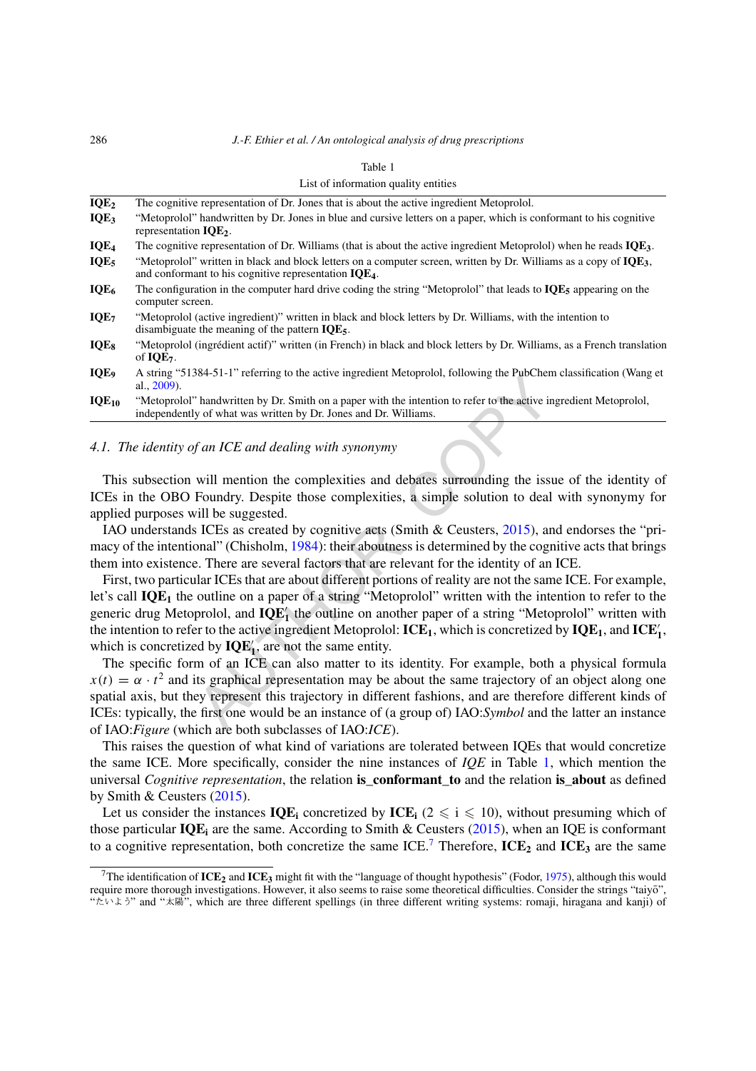Table 1

List of information quality entities

| | |
|---|---|
| **$IQE_2$** | The cognitive representation of Dr. Jones that is about the active ingredient Metoprolol. |
| **$IQE_3$** | "Metoprolol" handwritten by Dr. Jones in blue and cursive letters on a paper, which is conformant to his cognitive representation **$IQE_2$**. |
| **$IQE_4$** | The cognitive representation of Dr. Williams (that is about the active ingredient Metoprolol) when he reads **$IQE_3$**. |
| **$IQE_5$** | "Metoprolol" written in black and block letters on a computer screen, written by Dr. Williams as a copy of **$IQE_3$**, and conformant to his cognitive representation **$IQE_4$**. |
| **$IQE_6$** | The configuration in the computer hard drive coding the string "Metoprolol" that leads to **$IQE_5$** appearing on the computer screen. |
| **$IQE_7$** | "Metoprolol (active ingredient)" written in black and block letters by Dr. Williams, with the intention to disambiguate the meaning of the pattern **$IQE_5$**. |
| **$IQE_8$** | "Metoprolol (ingrédient actif)" written (in French) in black and block letters by Dr. Williams, as a French translation of **$IQE_7$**. |
| **$IQE_9$** | A string "51384-51-1" referring to the active ingredient Metoprolol, following the PubChem classification (Wang et al., 2009). |
| **$IQE_{10}$** | "Metoprolol" handwritten by Dr. Smith on a paper with the intention to refer to the active ingredient Metoprolol, independently of what was written by Dr. Jones and Dr. Williams. |

### 4.1. The identity of an ICE and dealing with synonymy

This subsection will mention the complexities and debates surrounding the issue of the identity of ICEs in the OBO Foundry. Despite those complexities, a simple solution to deal with synonymy for applied purposes will be suggested.

IAO understands ICEs as created by cognitive acts (Smith & Ceusters, 2015), and endorses the "primacy of the intentional" (Chisholm, 1984): their aboutness is determined by the cognitive acts that brings them into existence. There are several factors that are relevant for the identity of an ICE.

First, two particular ICEs that are about different portions of reality are not the same ICE. For example, let's call **$IQE_1$** the outline on a paper of a string "Metoprolol" written with the intention to refer to the generic drug Metoprolol, and **$IQE_1'$** the outline on another paper of a string "Metoprolol" written with the intention to refer to the active ingredient Metoprolol: **$ICE_1$**, which is concretized by **$IQE_1$**, and **$ICE_1'$**, which is concretized by **$IQE_1'$**, are not the same entity.

The specific form of an ICE can also matter to its identity. For example, both a physical formula $x(t) = \alpha \cdot t^2$ and its graphical representation may be about the same trajectory of an object along one spatial axis, but they represent this trajectory in different fashions, and are therefore different kinds of ICEs: typically, the first one would be an instance of (a group of) IAO:*Symbol* and the latter an instance of IAO:*Figure* (which are both subclasses of IAO:*ICE*).

This raises the question of what kind of variations are tolerated between IQEs that would concretize the same ICE. More specifically, consider the nine instances of *IQE* in Table 1, which mention the universal *Cognitive representation*, the relation **is_conformant_to** and the relation **is_about** as defined by Smith & Ceusters (2015).

Let us consider the instances **$IQE_i$** concretized by **$ICE_i$** ($2 \leqslant i \leqslant 10$), without presuming which of those particular **$IQE_i$** are the same. According to Smith & Ceusters (2015), when an IQE is conformant to a cognitive representation, both concretize the same ICE.[7] Therefore, **$ICE_2$** and **$ICE_3$** are the same

[7] The identification of **$ICE_2$** and **$ICE_3$** might fit with the "language of thought hypothesis" (Fodor, 1975), although this would require more thorough investigations. However, it also seems to raise some theoretical difficulties. Consider the strings "taiyō", "たいよう" and "太陽", which are three different spellings (in three different writing systems: romaji, hiragana and kanji) of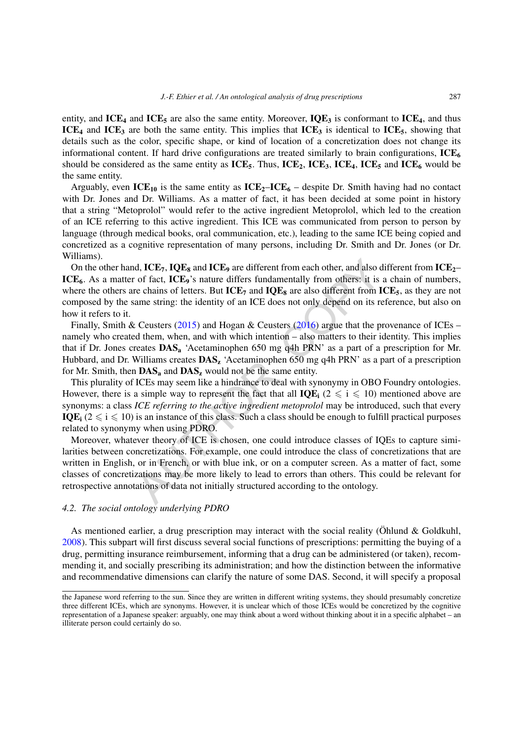entity, and $\mathbf{ICE_4}$ and $\mathbf{ICE_5}$ are also the same entity. Moreover, $\mathbf{IQE_3}$ is conformant to $\mathbf{ICE_4}$, and thus $\mathbf{ICE_4}$ and $\mathbf{ICE_3}$ are both the same entity. This implies that $\mathbf{ICE_3}$ is identical to $\mathbf{ICE_5}$, showing that details such as the color, specific shape, or kind of location of a concretization does not change its informational content. If hard drive configurations are treated similarly to brain configurations, $\mathbf{ICE_6}$ should be considered as the same entity as $\mathbf{ICE_5}$. Thus, $\mathbf{ICE_2}$, $\mathbf{ICE_3}$, $\mathbf{ICE_4}$, $\mathbf{ICE_5}$ and $\mathbf{ICE_6}$ would be the same entity.

Arguably, even $\mathbf{ICE_{10}}$ is the same entity as $\mathbf{ICE_2}$–$\mathbf{ICE_6}$ – despite Dr. Smith having had no contact with Dr. Jones and Dr. Williams. As a matter of fact, it has been decided at some point in history that a string "Metoprolol" would refer to the active ingredient Metoprolol, which led to the creation of an ICE referring to this active ingredient. This ICE was communicated from person to person by language (through medical books, oral communication, etc.), leading to the same ICE being copied and concretized as a cognitive representation of many persons, including Dr. Smith and Dr. Jones (or Dr. Williams).

On the other hand, $\mathbf{ICE_7}$, $\mathbf{IQE_8}$ and $\mathbf{ICE_9}$ are different from each other, and also different from $\mathbf{ICE_2}$–$\mathbf{ICE_6}$. As a matter of fact, $\mathbf{ICE_9}$'s nature differs fundamentally from others: it is a chain of numbers, where the others are chains of letters. But $\mathbf{ICE_7}$ and $\mathbf{IQE_8}$ are also different from $\mathbf{ICE_5}$, as they are not composed by the same string: the identity of an ICE does not only depend on its reference, but also on how it refers to it.

Finally, Smith & Ceusters (2015) and Hogan & Ceusters (2016) argue that the provenance of ICEs – namely who created them, when, and with which intention – also matters to their identity. This implies that if Dr. Jones creates $\mathbf{DAS_a}$ 'Acetaminophen 650 mg q4h PRN' as a part of a prescription for Mr. Hubbard, and Dr. Williams creates $\mathbf{DAS_z}$ 'Acetaminophen 650 mg q4h PRN' as a part of a prescription for Mr. Smith, then $\mathbf{DAS_a}$ and $\mathbf{DAS_z}$ would not be the same entity.

This plurality of ICEs may seem like a hindrance to deal with synonymy in OBO Foundry ontologies. However, there is a simple way to represent the fact that all $\mathbf{IQE_i}$ ($2 \leqslant i \leqslant 10$) mentioned above are synonyms: a class *ICE referring to the active ingredient metoprolol* may be introduced, such that every $\mathbf{IQE_i}$ ($2 \leqslant i \leqslant 10$) is an instance of this class. Such a class should be enough to fulfill practical purposes related to synonymy when using PDRO.

Moreover, whatever theory of ICE is chosen, one could introduce classes of IQEs to capture similarities between concretizations. For example, one could introduce the class of concretizations that are written in English, or in French, or with blue ink, or on a computer screen. As a matter of fact, some classes of concretizations may be more likely to lead to errors than others. This could be relevant for retrospective annotations of data not initially structured according to the ontology.

### 4.2. The social ontology underlying PDRO

As mentioned earlier, a drug prescription may interact with the social reality (Öhlund & Goldkuhl, 2008). This subpart will first discuss several social functions of prescriptions: permitting the buying of a drug, permitting insurance reimbursement, informing that a drug can be administered (or taken), recommending it, and socially prescribing its administration; and how the distinction between the informative and recommendative dimensions can clarify the nature of some DAS. Second, it will specify a proposal

---

the Japanese word referring to the sun. Since they are written in different writing systems, they should presumably concretize three different ICEs, which are synonyms. However, it is unclear which of those ICEs would be concretized by the cognitive representation of a Japanese speaker: arguably, one may think about a word without thinking about it in a specific alphabet – an illiterate person could certainly do so.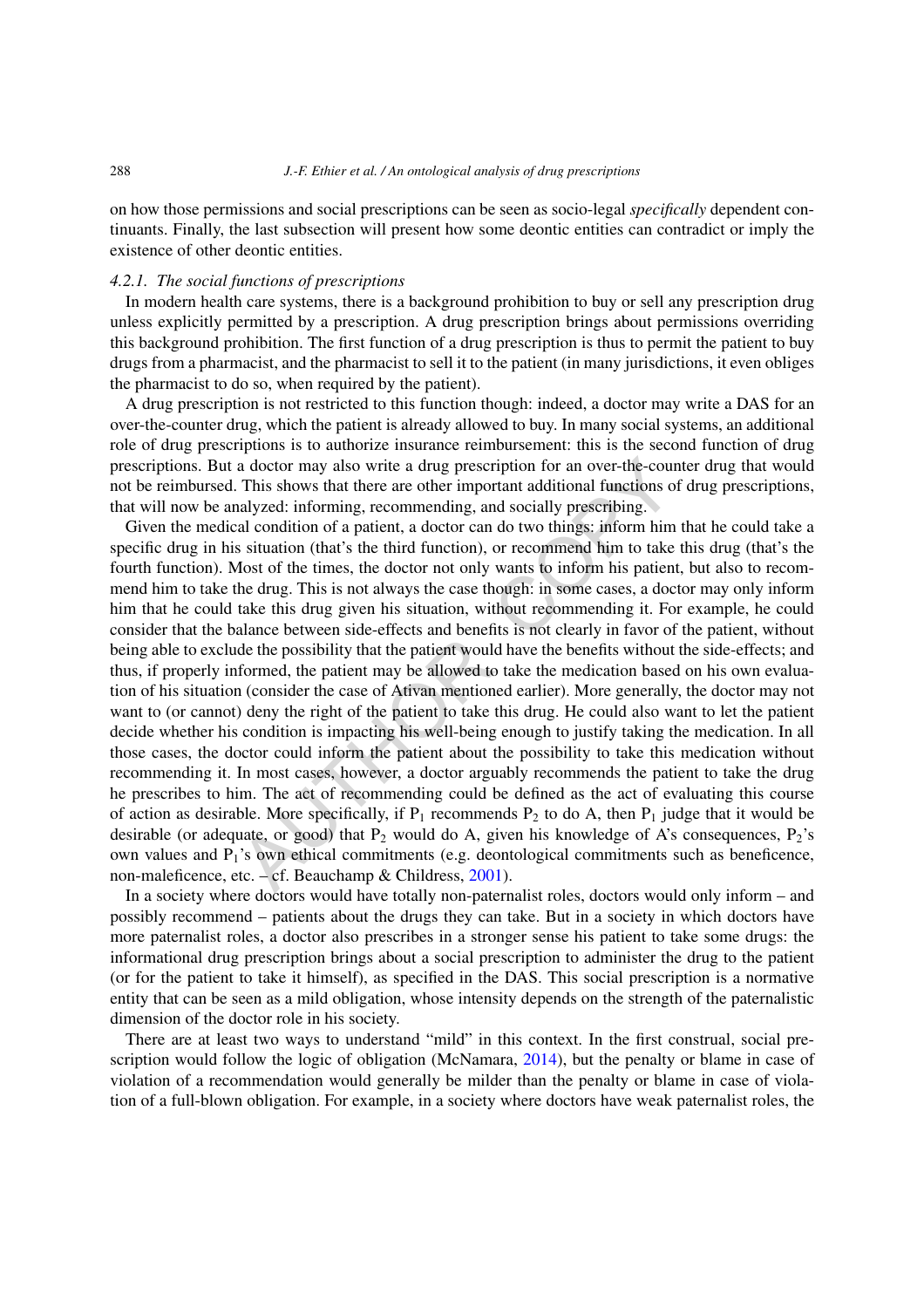on how those permissions and social prescriptions can be seen as socio-legal *specifically* dependent continuants. Finally, the last subsection will present how some deontic entities can contradict or imply the existence of other deontic entities.

#### 4.2.1. *The social functions of prescriptions*

In modern health care systems, there is a background prohibition to buy or sell any prescription drug unless explicitly permitted by a prescription. A drug prescription brings about permissions overriding this background prohibition. The first function of a drug prescription is thus to permit the patient to buy drugs from a pharmacist, and the pharmacist to sell it to the patient (in many jurisdictions, it even obliges the pharmacist to do so, when required by the patient).

A drug prescription is not restricted to this function though: indeed, a doctor may write a DAS for an over-the-counter drug, which the patient is already allowed to buy. In many social systems, an additional role of drug prescriptions is to authorize insurance reimbursement: this is the second function of drug prescriptions. But a doctor may also write a drug prescription for an over-the-counter drug that would not be reimbursed. This shows that there are other important additional functions of drug prescriptions, that will now be analyzed: informing, recommending, and socially prescribing.

Given the medical condition of a patient, a doctor can do two things: inform him that he could take a specific drug in his situation (that's the third function), or recommend him to take this drug (that's the fourth function). Most of the times, the doctor not only wants to inform his patient, but also to recommend him to take the drug. This is not always the case though: in some cases, a doctor may only inform him that he could take this drug given his situation, without recommending it. For example, he could consider that the balance between side-effects and benefits is not clearly in favor of the patient, without being able to exclude the possibility that the patient would have the benefits without the side-effects; and thus, if properly informed, the patient may be allowed to take the medication based on his own evaluation of his situation (consider the case of Ativan mentioned earlier). More generally, the doctor may not want to (or cannot) deny the right of the patient to take this drug. He could also want to let the patient decide whether his condition is impacting his well-being enough to justify taking the medication. In all those cases, the doctor could inform the patient about the possibility to take this medication without recommending it. In most cases, however, a doctor arguably recommends the patient to take the drug he prescribes to him. The act of recommending could be defined as the act of evaluating this course of action as desirable. More specifically, if $P_1$ recommends $P_2$ to do A, then $P_1$ judge that it would be desirable (or adequate, or good) that $P_2$ would do A, given his knowledge of A's consequences, $P_2$'s own values and $P_1$'s own ethical commitments (e.g. deontological commitments such as beneficence, non-maleficence, etc. – cf. Beauchamp & Childress, 2001).

In a society where doctors would have totally non-paternalist roles, doctors would only inform – and possibly recommend – patients about the drugs they can take. But in a society in which doctors have more paternalist roles, a doctor also prescribes in a stronger sense his patient to take some drugs: the informational drug prescription brings about a social prescription to administer the drug to the patient (or for the patient to take it himself), as specified in the DAS. This social prescription is a normative entity that can be seen as a mild obligation, whose intensity depends on the strength of the paternalistic dimension of the doctor role in his society.

There are at least two ways to understand "mild" in this context. In the first construal, social prescription would follow the logic of obligation (McNamara, 2014), but the penalty or blame in case of violation of a recommendation would generally be milder than the penalty or blame in case of violation of a full-blown obligation. For example, in a society where doctors have weak paternalist roles, the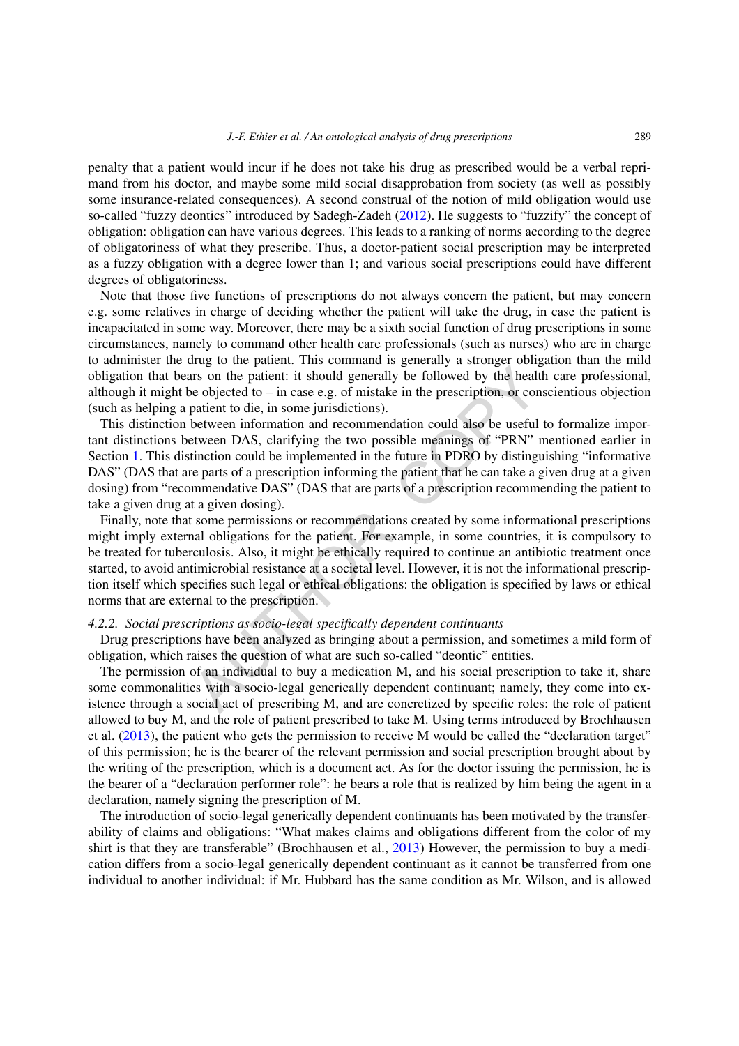penalty that a patient would incur if he does not take his drug as prescribed would be a verbal reprimand from his doctor, and maybe some mild social disapprobation from society (as well as possibly some insurance-related consequences). A second construal of the notion of mild obligation would use so-called "fuzzy deontics" introduced by Sadegh-Zadeh (2012). He suggests to "fuzzify" the concept of obligation: obligation can have various degrees. This leads to a ranking of norms according to the degree of obligatoriness of what they prescribe. Thus, a doctor-patient social prescription may be interpreted as a fuzzy obligation with a degree lower than 1; and various social prescriptions could have different degrees of obligatoriness.

Note that those five functions of prescriptions do not always concern the patient, but may concern e.g. some relatives in charge of deciding whether the patient will take the drug, in case the patient is incapacitated in some way. Moreover, there may be a sixth social function of drug prescriptions in some circumstances, namely to command other health care professionals (such as nurses) who are in charge to administer the drug to the patient. This command is generally a stronger obligation than the mild obligation that bears on the patient: it should generally be followed by the health care professional, although it might be objected to – in case e.g. of mistake in the prescription, or conscientious objection (such as helping a patient to die, in some jurisdictions).

This distinction between information and recommendation could also be useful to formalize important distinctions between DAS, clarifying the two possible meanings of "PRN" mentioned earlier in Section 1. This distinction could be implemented in the future in PDRO by distinguishing "informative DAS" (DAS that are parts of a prescription informing the patient that he can take a given drug at a given dosing) from "recommendative DAS" (DAS that are parts of a prescription recommending the patient to take a given drug at a given dosing).

Finally, note that some permissions or recommendations created by some informational prescriptions might imply external obligations for the patient. For example, in some countries, it is compulsory to be treated for tuberculosis. Also, it might be ethically required to continue an antibiotic treatment once started, to avoid antimicrobial resistance at a societal level. However, it is not the informational prescription itself which specifies such legal or ethical obligations: the obligation is specified by laws or ethical norms that are external to the prescription.

#### 4.2.2. *Social prescriptions as socio-legal specifically dependent continuants*

Drug prescriptions have been analyzed as bringing about a permission, and sometimes a mild form of obligation, which raises the question of what are such so-called "deontic" entities.

The permission of an individual to buy a medication M, and his social prescription to take it, share some commonalities with a socio-legal generically dependent continuant; namely, they come into existence through a social act of prescribing M, and are concretized by specific roles: the role of patient allowed to buy M, and the role of patient prescribed to take M. Using terms introduced by Brochhausen et al. (2013), the patient who gets the permission to receive M would be called the "declaration target" of this permission; he is the bearer of the relevant permission and social prescription brought about by the writing of the prescription, which is a document act. As for the doctor issuing the permission, he is the bearer of a "declaration performer role": he bears a role that is realized by him being the agent in a declaration, namely signing the prescription of M.

The introduction of socio-legal generically dependent continuants has been motivated by the transferability of claims and obligations: "What makes claims and obligations different from the color of my shirt is that they are transferable" (Brochhausen et al., 2013) However, the permission to buy a medication differs from a socio-legal generically dependent continuant as it cannot be transferred from one individual to another individual: if Mr. Hubbard has the same condition as Mr. Wilson, and is allowed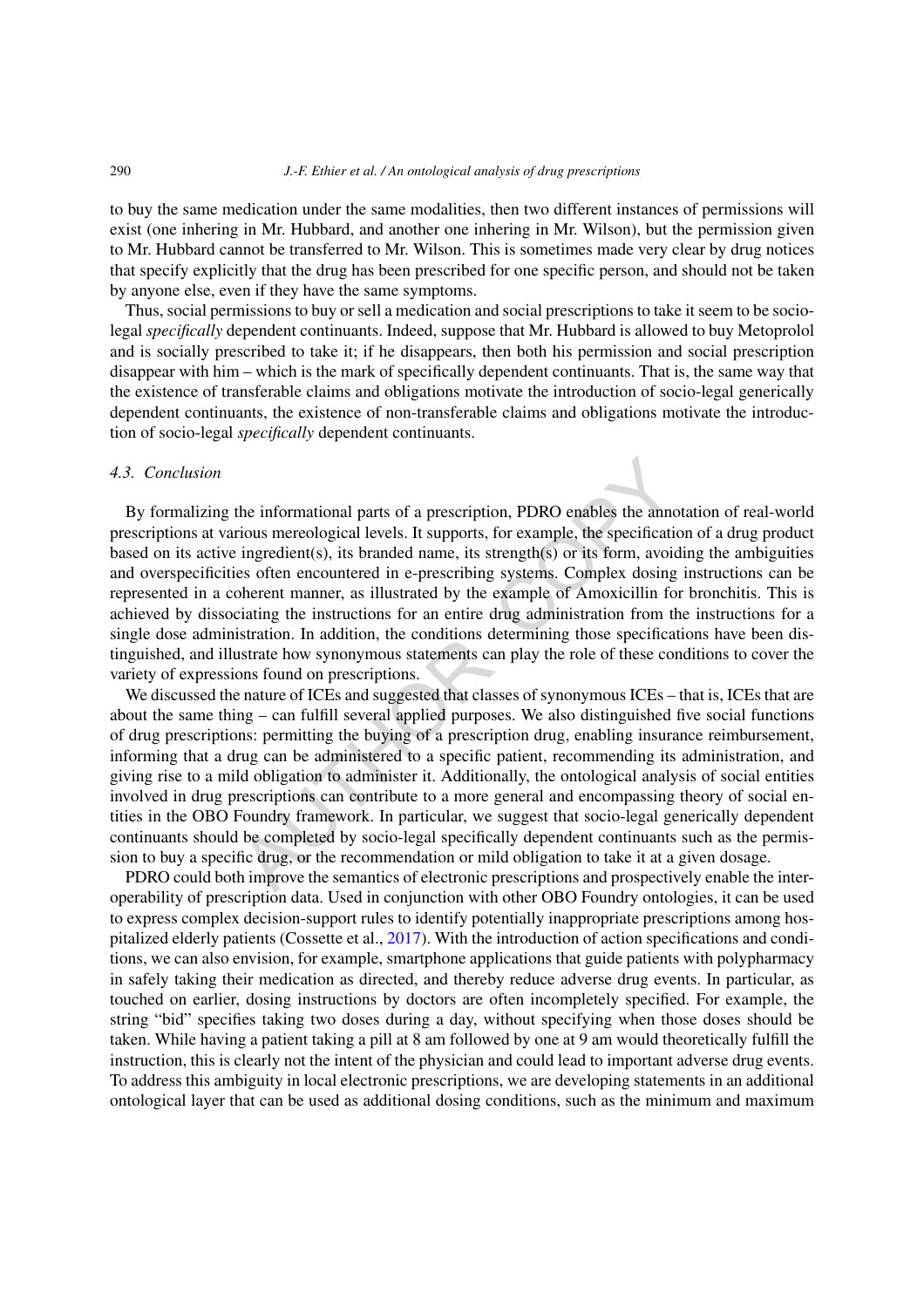to buy the same medication under the same modalities, then two different instances of permissions will exist (one inhering in Mr. Hubbard, and another one inhering in Mr. Wilson), but the permission given to Mr. Hubbard cannot be transferred to Mr. Wilson. This is sometimes made very clear by drug notices that specify explicitly that the drug has been prescribed for one specific person, and should not be taken by anyone else, even if they have the same symptoms.

Thus, social permissions to buy or sell a medication and social prescriptions to take it seem to be socio-legal *specifically* dependent continuants. Indeed, suppose that Mr. Hubbard is allowed to buy Metoprolol and is socially prescribed to take it; if he disappears, then both his permission and social prescription disappear with him – which is the mark of specifically dependent continuants. That is, the same way that the existence of transferable claims and obligations motivate the introduction of socio-legal generically dependent continuants, the existence of non-transferable claims and obligations motivate the introduction of socio-legal *specifically* dependent continuants.

### 4.3. Conclusion

By formalizing the informational parts of a prescription, PDRO enables the annotation of real-world prescriptions at various mereological levels. It supports, for example, the specification of a drug product based on its active ingredient(s), its branded name, its strength(s) or its form, avoiding the ambiguities and overspecificities often encountered in e-prescribing systems. Complex dosing instructions can be represented in a coherent manner, as illustrated by the example of Amoxicillin for bronchitis. This is achieved by dissociating the instructions for an entire drug administration from the instructions for a single dose administration. In addition, the conditions determining those specifications have been distinguished, and illustrate how synonymous statements can play the role of these conditions to cover the variety of expressions found on prescriptions.

We discussed the nature of ICEs and suggested that classes of synonymous ICEs – that is, ICEs that are about the same thing – can fulfill several applied purposes. We also distinguished five social functions of drug prescriptions: permitting the buying of a prescription drug, enabling insurance reimbursement, informing that a drug can be administered to a specific patient, recommending its administration, and giving rise to a mild obligation to administer it. Additionally, the ontological analysis of social entities involved in drug prescriptions can contribute to a more general and encompassing theory of social entities in the OBO Foundry framework. In particular, we suggest that socio-legal generically dependent continuants should be completed by socio-legal specifically dependent continuants such as the permission to buy a specific drug, or the recommendation or mild obligation to take it at a given dosage.

PDRO could both improve the semantics of electronic prescriptions and prospectively enable the interoperability of prescription data. Used in conjunction with other OBO Foundry ontologies, it can be used to express complex decision-support rules to identify potentially inappropriate prescriptions among hospitalized elderly patients (Cossette et al., 2017). With the introduction of action specifications and conditions, we can also envision, for example, smartphone applications that guide patients with polypharmacy in safely taking their medication as directed, and thereby reduce adverse drug events. In particular, as touched on earlier, dosing instructions by doctors are often incompletely specified. For example, the string "bid" specifies taking two doses during a day, without specifying when those doses should be taken. While having a patient taking a pill at 8 am followed by one at 9 am would theoretically fulfill the instruction, this is clearly not the intent of the physician and could lead to important adverse drug events. To address this ambiguity in local electronic prescriptions, we are developing statements in an additional ontological layer that can be used as additional dosing conditions, such as the minimum and maximum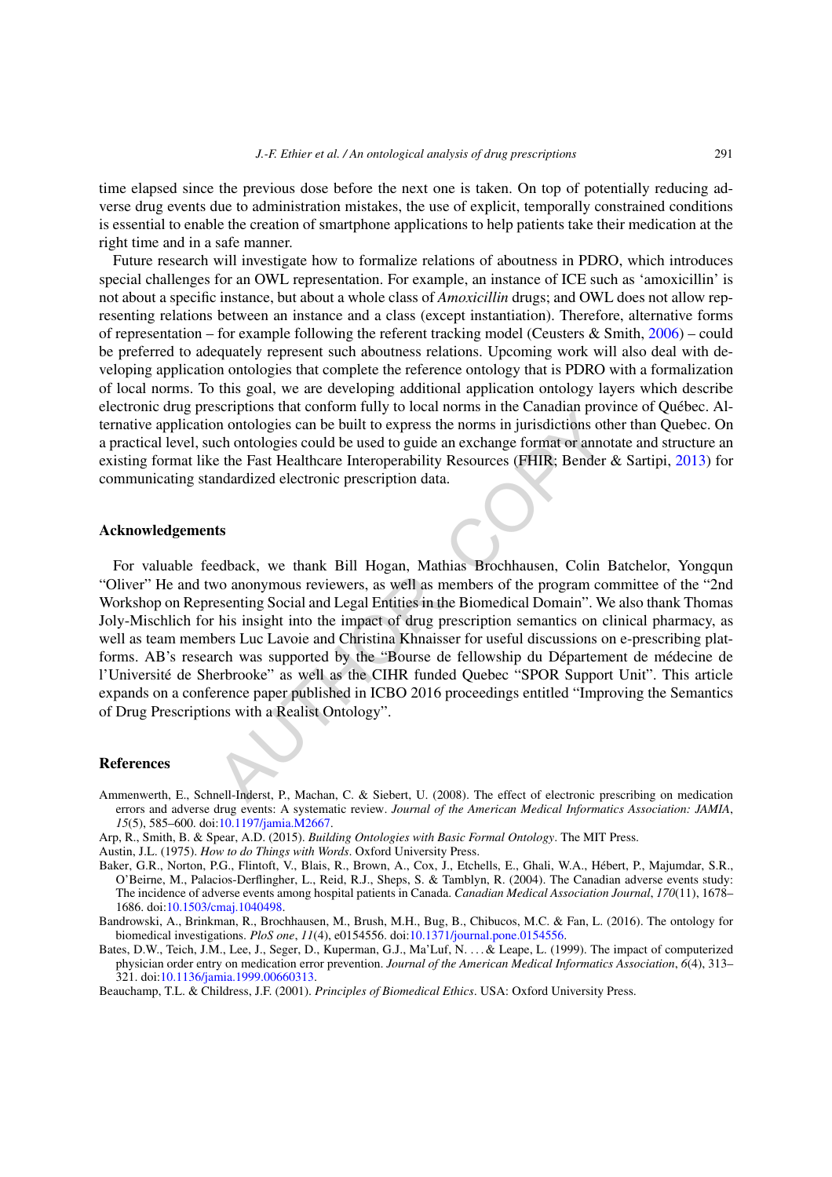time elapsed since the previous dose before the next one is taken. On top of potentially reducing adverse drug events due to administration mistakes, the use of explicit, temporally constrained conditions is essential to enable the creation of smartphone applications to help patients take their medication at the right time and in a safe manner.

Future research will investigate how to formalize relations of aboutness in PDRO, which introduces special challenges for an OWL representation. For example, an instance of ICE such as 'amoxicillin' is not about a specific instance, but about a whole class of *Amoxicillin* drugs; and OWL does not allow representing relations between an instance and a class (except instantiation). Therefore, alternative forms of representation – for example following the referent tracking model (Ceusters & Smith, 2006) – could be preferred to adequately represent such aboutness relations. Upcoming work will also deal with developing application ontologies that complete the reference ontology that is PDRO with a formalization of local norms. To this goal, we are developing additional application ontology layers which describe electronic drug prescriptions that conform fully to local norms in the Canadian province of Québec. Alternative application ontologies can be built to express the norms in jurisdictions other than Quebec. On a practical level, such ontologies could be used to guide an exchange format or annotate and structure an existing format like the Fast Healthcare Interoperability Resources (FHIR; Bender & Sartipi, 2013) for communicating standardized electronic prescription data.

## Acknowledgements

For valuable feedback, we thank Bill Hogan, Mathias Brochhausen, Colin Batchelor, Yongqun "Oliver" He and two anonymous reviewers, as well as members of the program committee of the "2nd Workshop on Representing Social and Legal Entities in the Biomedical Domain". We also thank Thomas Joly-Mischlich for his insight into the impact of drug prescription semantics on clinical pharmacy, as well as team members Luc Lavoie and Christina Khnaisser for useful discussions on e-prescribing platforms. AB's research was supported by the "Bourse de fellowship du Département de médecine de l'Université de Sherbrooke" as well as the CIHR funded Quebec "SPOR Support Unit". This article expands on a conference paper published in ICBO 2016 proceedings entitled "Improving the Semantics of Drug Prescriptions with a Realist Ontology".

## References

Ammenwerth, E., Schnell-Inderst, P., Machan, C. & Siebert, U. (2008). The effect of electronic prescribing on medication errors and adverse drug events: A systematic review. *Journal of the American Medical Informatics Association: JAMIA*, *15*(5), 585–600. doi:10.1197/jamia.M2667.

Arp, R., Smith, B. & Spear, A.D. (2015). *Building Ontologies with Basic Formal Ontology*. The MIT Press.

Austin, J.L. (1975). *How to do Things with Words*. Oxford University Press.

Baker, G.R., Norton, P.G., Flintoft, V., Blais, R., Brown, A., Cox, J., Etchells, E., Ghali, W.A., Hébert, P., Majumdar, S.R., O'Beirne, M., Palacios-Derflinger, L., Reid, R.J., Sheps, S. & Tamblyn, R. (2004). The Canadian adverse events study: The incidence of adverse events among hospital patients in Canada. *Canadian Medical Association Journal*, *170*(11), 1678–1686. doi:10.1503/cmaj.1040498.

Bandrowski, A., Brinkman, R., Brochhausen, M., Brush, M.H., Bug, B., Chibucos, M.C. & Fan, L. (2016). The ontology for biomedical investigations. *PloS one*, *11*(4), e0154556. doi:10.1371/journal.pone.0154556.

Bates, D.W., Teich, J.M., Lee, J., Seger, D., Kuperman, G.J., Ma'Luf, N. ... & Leape, L. (1999). The impact of computerized physician order entry on medication error prevention. *Journal of the American Medical Informatics Association*, *6*(4), 313–321. doi:10.1136/jamia.1999.00660313.

Beauchamp, T.L. & Childress, J.F. (2001). *Principles of Biomedical Ethics*. USA: Oxford University Press.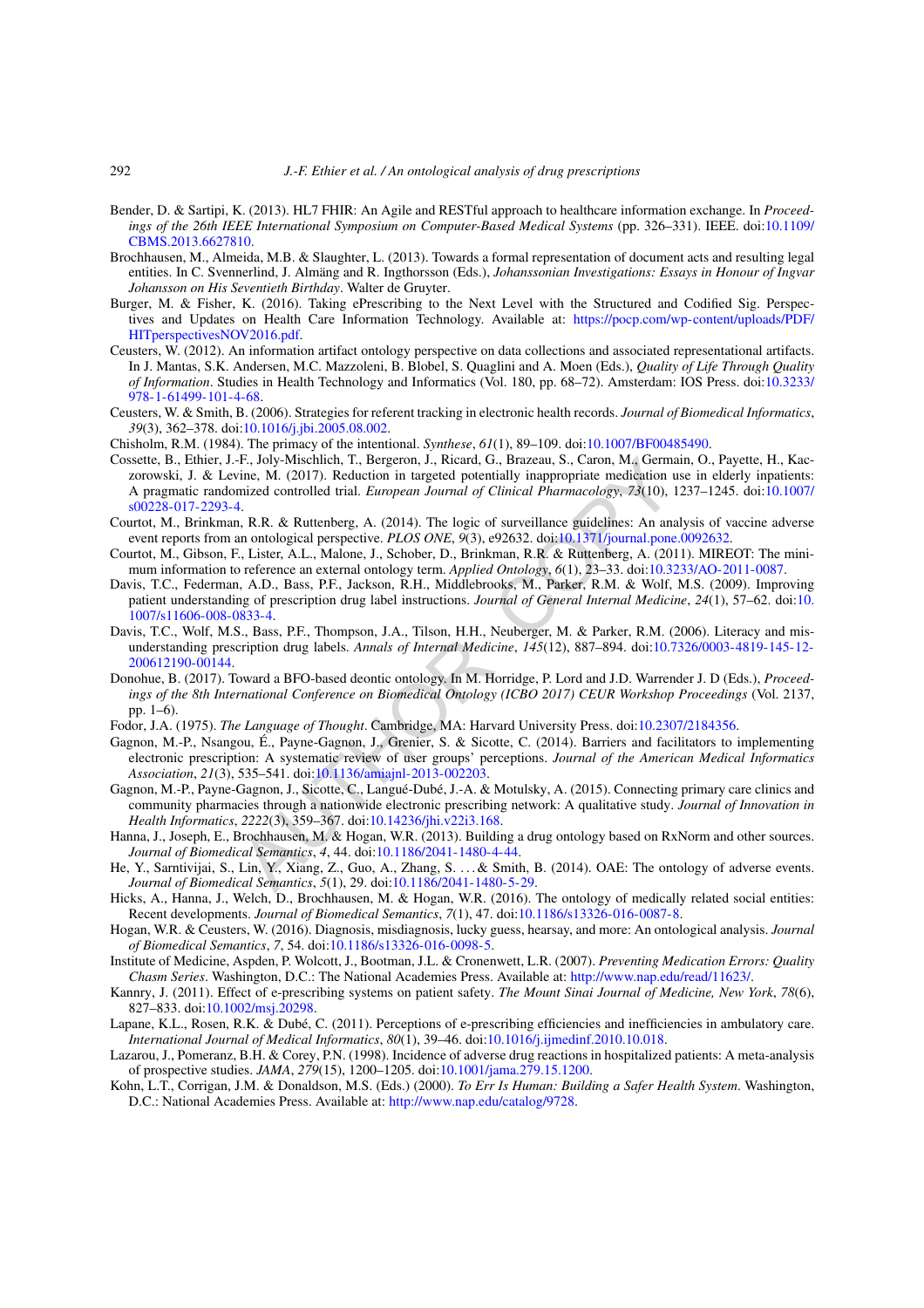Bender, D. & Sartipi, K. (2013). HL7 FHIR: An Agile and RESTful approach to healthcare information exchange. In *Proceedings of the 26th IEEE International Symposium on Computer-Based Medical Systems* (pp. 326–331). IEEE. doi:10.1109/CBMS.2013.6627810.

Brochhausen, M., Almeida, M.B. & Slaughter, L. (2013). Towards a formal representation of document acts and resulting legal entities. In C. Svennerlind, J. Almäng and R. Ingthorsson (Eds.), *Johanssonian Investigations: Essays in Honour of Ingvar Johansson on His Seventieth Birthday*. Walter de Gruyter.

Burger, M. & Fisher, K. (2016). Taking ePrescribing to the Next Level with the Structured and Codified Sig. Perspectives and Updates on Health Care Information Technology. Available at: https://pocp.com/wp-content/uploads/PDF/HITperspectivesNOV2016.pdf.

Ceusters, W. (2012). An information artifact ontology perspective on data collections and associated representational artifacts. In J. Mantas, S.K. Andersen, M.C. Mazzoleni, B. Blobel, S. Quaglini and A. Moen (Eds.), *Quality of Life Through Quality of Information*. Studies in Health Technology and Informatics (Vol. 180, pp. 68–72). Amsterdam: IOS Press. doi:10.3233/978-1-61499-101-4-68.

Ceusters, W. & Smith, B. (2006). Strategies for referent tracking in electronic health records. *Journal of Biomedical Informatics*, *39*(3), 362–378. doi:10.1016/j.jbi.2005.08.002.

Chisholm, R.M. (1984). The primacy of the intentional. *Synthese*, *61*(1), 89–109. doi:10.1007/BF00485490.

Cossette, B., Ethier, J.-F., Joly-Mischlich, T., Bergeron, J., Ricard, G., Brazeau, S., Caron, M., Germain, O., Payette, H., Kaczorowski, J. & Levine, M. (2017). Reduction in targeted potentially inappropriate medication use in elderly inpatients: A pragmatic randomized controlled trial. *European Journal of Clinical Pharmacology*, *73*(10), 1237–1245. doi:10.1007/s00228-017-2293-4.

Courtot, M., Brinkman, R.R. & Ruttenberg, A. (2014). The logic of surveillance guidelines: An analysis of vaccine adverse event reports from an ontological perspective. *PLOS ONE*, *9*(3), e92632. doi:10.1371/journal.pone.0092632.

Courtot, M., Gibson, F., Lister, A.L., Malone, J., Schober, D., Brinkman, R.R. & Ruttenberg, A. (2011). MIREOT: The minimum information to reference an external ontology term. *Applied Ontology*, *6*(1), 23–33. doi:10.3233/AO-2011-0087.

Davis, T.C., Federman, A.D., Bass, P.F., Jackson, R.H., Middlebrooks, M., Parker, R.M. & Wolf, M.S. (2009). Improving patient understanding of prescription drug label instructions. *Journal of General Internal Medicine*, *24*(1), 57–62. doi:10.1007/s11606-008-0833-4.

Davis, T.C., Wolf, M.S., Bass, P.F., Thompson, J.A., Tilson, H.H., Neuberger, M. & Parker, R.M. (2006). Literacy and misunderstanding prescription drug labels. *Annals of Internal Medicine*, *145*(12), 887–894. doi:10.7326/0003-4819-145-12-200612190-00144.

Donohue, B. (2017). Toward a BFO-based deontic ontology. In M. Horridge, P. Lord and J.D. Warrender J. D (Eds.), *Proceedings of the 8th International Conference on Biomedical Ontology (ICBO 2017) CEUR Workshop Proceedings* (Vol. 2137, pp. 1–6).

Fodor, J.A. (1975). *The Language of Thought*. Cambridge, MA: Harvard University Press. doi:10.2307/2184356.

Gagnon, M.-P., Nsangou, É., Payne-Gagnon, J., Grenier, S. & Sicotte, C. (2014). Barriers and facilitators to implementing electronic prescription: A systematic review of user groups' perceptions. *Journal of the American Medical Informatics Association*, *21*(3), 535–541. doi:10.1136/amiajnl-2013-002203.

Gagnon, M.-P., Payne-Gagnon, J., Sicotte, C., Langué-Dubé, J.-A. & Motulsky, A. (2015). Connecting primary care clinics and community pharmacies through a nationwide electronic prescribing network: A qualitative study. *Journal of Innovation in Health Informatics*, *2222*(3), 359–367. doi:10.14236/jhi.v22i3.168.

Hanna, J., Joseph, E., Brochhausen, M. & Hogan, W.R. (2013). Building a drug ontology based on RxNorm and other sources. *Journal of Biomedical Semantics*, *4*, 44. doi:10.1186/2041-1480-4-44.

He, Y., Sarntivijai, S., Lin, Y., Xiang, Z., Guo, A., Zhang, S. ... & Smith, B. (2014). OAE: The ontology of adverse events. *Journal of Biomedical Semantics*, *5*(1), 29. doi:10.1186/2041-1480-5-29.

Hicks, A., Hanna, J., Welch, D., Brochhausen, M. & Hogan, W.R. (2016). The ontology of medically related social entities: Recent developments. *Journal of Biomedical Semantics*, *7*(1), 47. doi:10.1186/s13326-016-0087-8.

Hogan, W.R. & Ceusters, W. (2016). Diagnosis, misdiagnosis, lucky guess, hearsay, and more: An ontological analysis. *Journal of Biomedical Semantics*, *7*, 54. doi:10.1186/s13326-016-0098-5.

Institute of Medicine, Aspden, P. Wolcott, J., Bootman, J.L. & Cronenwett, L.R. (2007). *Preventing Medication Errors: Quality Chasm Series*. Washington, D.C.: The National Academies Press. Available at: http://www.nap.edu/read/11623/.

Kannry, J. (2011). Effect of e-prescribing systems on patient safety. *The Mount Sinai Journal of Medicine, New York*, *78*(6), 827–833. doi:10.1002/msj.20298.

Lapane, K.L., Rosen, R.K. & Dubé, C. (2011). Perceptions of e-prescribing efficiencies and inefficiencies in ambulatory care. *International Journal of Medical Informatics*, *80*(1), 39–46. doi:10.1016/j.ijmedinf.2010.10.018.

Lazarou, J., Pomeranz, B.H. & Corey, P.N. (1998). Incidence of adverse drug reactions in hospitalized patients: A meta-analysis of prospective studies. *JAMA*, *279*(15), 1200–1205. doi:10.1001/jama.279.15.1200.

Kohn, L.T., Corrigan, J.M. & Donaldson, M.S. (Eds.) (2000). *To Err Is Human: Building a Safer Health System*. Washington, D.C.: National Academies Press. Available at: http://www.nap.edu/catalog/9728.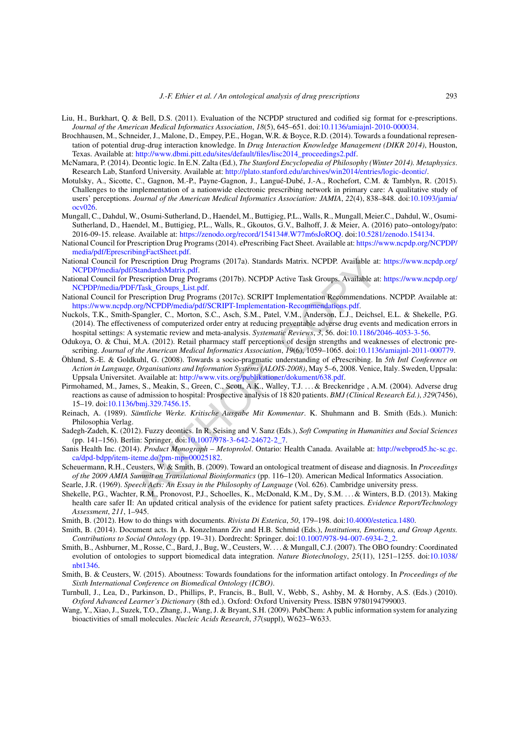Liu, H., Burkhart, Q. & Bell, D.S. (2011). Evaluation of the NCPDP structured and codified sig format for e-prescriptions. *Journal of the American Medical Informatics Association*, *18*(5), 645–651. doi:10.1136/amiajnl-2010-000034.

Brochhausen, M., Schneider, J., Malone, D., Empey, P.E., Hogan, W.R. & Boyce, R.D. (2014). Towards a foundational representation of potential drug-drug interaction knowledge. In *Drug Interaction Knowledge Management (DIKR 2014)*, Houston, Texas. Available at: http://www.dbmi.pitt.edu/sites/default/files/lisc2014_proceedings2.pdf.

McNamara, P. (2014). Deontic logic. In E.N. Zalta (Ed.), *The Stanford Encyclopedia of Philosophy (Winter 2014). Metaphysics*. Research Lab, Stanford University. Available at: http://plato.stanford.edu/archives/win2014/entries/logic-deontic/.

Motulsky, A., Sicotte, C., Gagnon, M.-P., Payne-Gagnon, J., Langué-Dubé, J.-A., Rochefort, C.M. & Tamblyn, R. (2015). Challenges to the implementation of a nationwide electronic prescribing network in primary care: A qualitative study of users' perceptions. *Journal of the American Medical Informatics Association: JAMIA*, *22*(4), 838–848. doi:10.1093/jamia/ocv026.

Mungall, C., Dahdul, W., Osumi-Sutherland, D., Haendel, M., Buttigieg, P.L., Walls, R., Mungall, Meier.C., Dahdul, W., Osumi-Sutherland, D., Haendel, M., Buttigieg, P.L., Walls, R., Gkoutos, G.V., Balhoff, J. & Meier, A. (2016) pato–ontology/pato: 2016-09-15. release. Available at: https://zenodo.org/record/154134#.W77m6sJoROQ. doi:10.5281/zenodo.154134.

National Council for Prescription Drug Programs (2014). ePrescribing Fact Sheet. Available at: https://www.ncpdp.org/NCPDP/media/pdf/EprescribingFactSheet.pdf.

National Council for Prescription Drug Programs (2017a). Standards Matrix. NCPDP. Available at: https://www.ncpdp.org/NCPDP/media/pdf/StandardsMatrix.pdf.

National Council for Prescription Drug Programs (2017b). NCPDP Active Task Groups. Available at: https://www.ncpdp.org/NCPDP/media/PDF/Task_Groups_List.pdf.

National Council for Prescription Drug Programs (2017c). SCRIPT Implementation Recommendations. NCPDP. Available at: https://www.ncpdp.org/NCPDP/media/pdf/SCRIPT-Implementation-Recommendations.pdf.

Nuckols, T.K., Smith-Spangler, C., Morton, S.C., Asch, S.M., Patel, V.M., Anderson, L.J., Deichsel, E.L. & Shekelle, P.G. (2014). The effectiveness of computerized order entry at reducing preventable adverse drug events and medication errors in hospital settings: A systematic review and meta-analysis. *Systematic Reviews*, *3*, 56. doi:10.1186/2046-4053-3-56.

Odukoya, O. & Chui, M.A. (2012). Retail pharmacy staff perceptions of design strengths and weaknesses of electronic prescribing. *Journal of the American Medical Informatics Association*, *19*(6), 1059–1065. doi:10.1136/amiajnl-2011-000779.

Öhlund, S.-E. & Goldkuhl, G. (2008). Towards a socio-pragmatic understanding of ePrescribing. In *5th Intl Conference on Action in Language, Organisations and Information Systems (ALOIS-2008)*, May 5–6, 2008. Venice, Italy. Sweden, Uppsala: Uppsala Universitet. Available at: http://www.vits.org/publikationer/dokument/638.pdf.

Pirmohamed, M., James, S., Meakin, S., Green, C., Scott, A.K., Walley, T.J. ... & Breckenridge , A.M. (2004). Adverse drug reactions as cause of admission to hospital: Prospective analysis of 18 820 patients. *BMJ (Clinical Research Ed.)*, *329*(7456), 15–19. doi:10.1136/bmj.329.7456.15.

Reinach, A. (1989). *Sämtliche Werke. Kritische Ausgabe Mit Kommentar*. K. Shuhmann and B. Smith (Eds.). Munich: Philosophia Verlag.

Sadegh-Zadeh, K. (2012). Fuzzy deontics. In R. Seising and V. Sanz (Eds.), *Soft Computing in Humanities and Social Sciences* (pp. 141–156). Berlin: Springer. doi:10.1007/978-3-642-24672-2_7.

Sanis Health Inc. (2014). *Product Monograph – Metoprolol*. Ontario: Health Canada. Available at: http://webprod5.hc-sc.gc.ca/dpd-bdpp/item-iteme.do?pm-mp=00025182.

Scheuermann, R.H., Ceusters, W. & Smith, B. (2009). Toward an ontological treatment of disease and diagnosis. In *Proceedings of the 2009 AMIA Summit on Translational Bioinformatics* (pp. 116–120). American Medical Informatics Association.

Searle, J.R. (1969). *Speech Acts: An Essay in the Philosophy of Language* (Vol. 626). Cambridge university press.

Shekelle, P.G., Wachter, R.M., Pronovost, P.J., Schoelles, K., McDonald, K.M., Dy, S.M. ... & Winters, B.D. (2013). Making health care safer II: An updated critical analysis of the evidence for patient safety practices. *Evidence Report/Technology Assessment*, *211*, 1–945.

Smith, B. (2012). How to do things with documents. *Rivista Di Estetica*, *50*, 179–198. doi:10.4000/estetica.1480.

Smith, B. (2014). Document acts. In A. Konzelmann Ziv and H.B. Schmid (Eds.), *Institutions, Emotions, and Group Agents. Contributions to Social Ontology* (pp. 19–31). Dordrecht: Springer. doi:10.1007/978-94-007-6934-2_2.

Smith, B., Ashburner, M., Rosse, C., Bard, J., Bug, W., Ceusters, W. ... & Mungall, C.J. (2007). The OBO foundry: Coordinated evolution of ontologies to support biomedical data integration. *Nature Biotechnology*, *25*(11), 1251–1255. doi:10.1038/nbt1346.

Smith, B. & Ceusters, W. (2015). Aboutness: Towards foundations for the information artifact ontology. In *Proceedings of the Sixth International Conference on Biomedical Ontology (ICBO)*.

Turnbull, J., Lea, D., Parkinson, D., Phillips, P., Francis, B., Bull, V., Webb, S., Ashby, M. & Hornby, A.S. (Eds.) (2010). *Oxford Advanced Learner's Dictionary* (8th ed.). Oxford: Oxford University Press. ISBN 9780194799003.

Wang, Y., Xiao, J., Suzek, T.O., Zhang, J., Wang, J. & Bryant, S.H. (2009). PubChem: A public information system for analyzing bioactivities of small molecules. *Nucleic Acids Research*, *37*(suppl), W623–W633.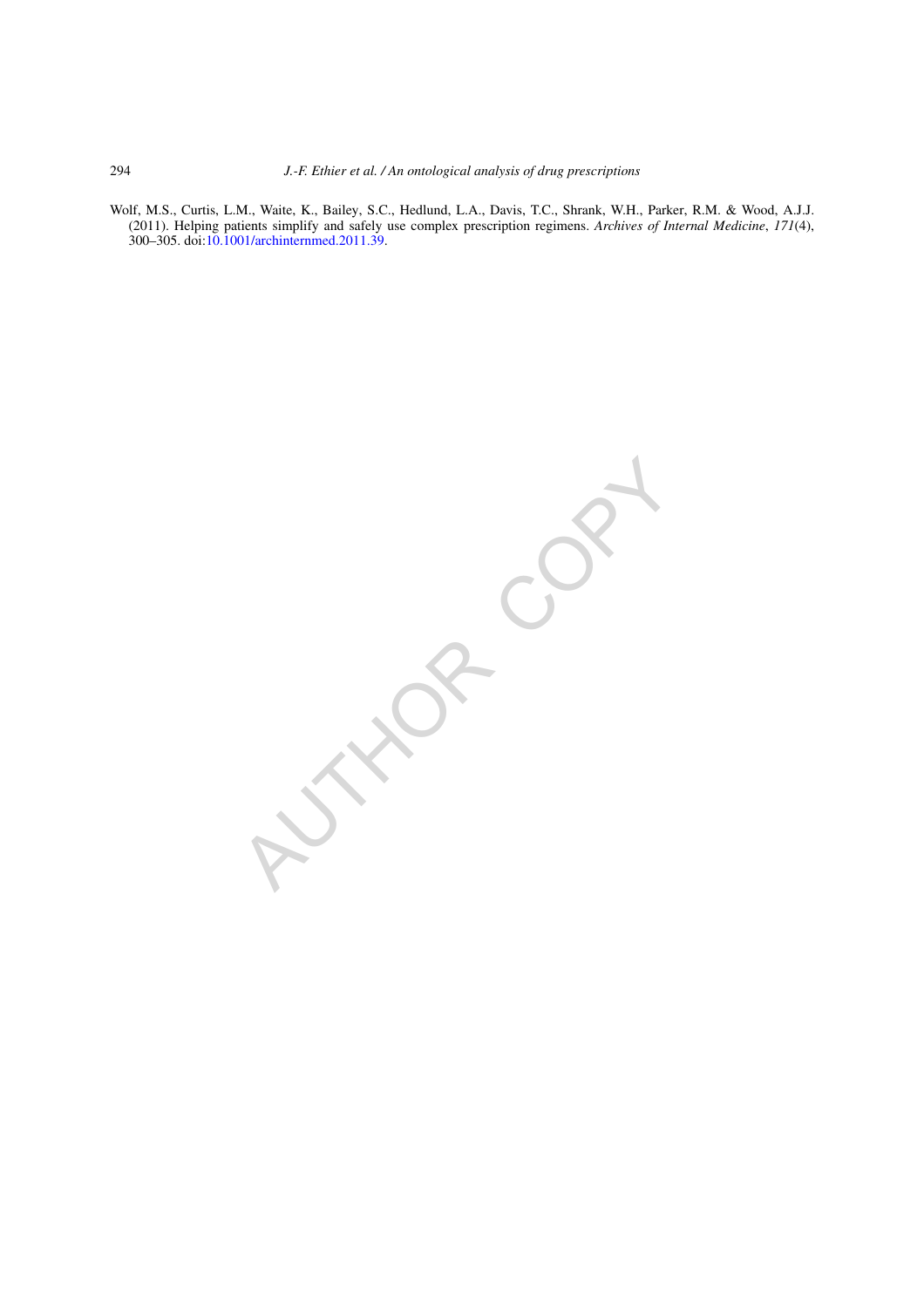Wolf, M.S., Curtis, L.M., Waite, K., Bailey, S.C., Hedlund, L.A., Davis, T.C., Shrank, W.H., Parker, R.M. & Wood, A.J.J. (2011). Helping patients simplify and safely use complex prescription regimens. *Archives of Internal Medicine*, *171*(4), 300–305. doi:10.1001/archinternmed.2011.39.